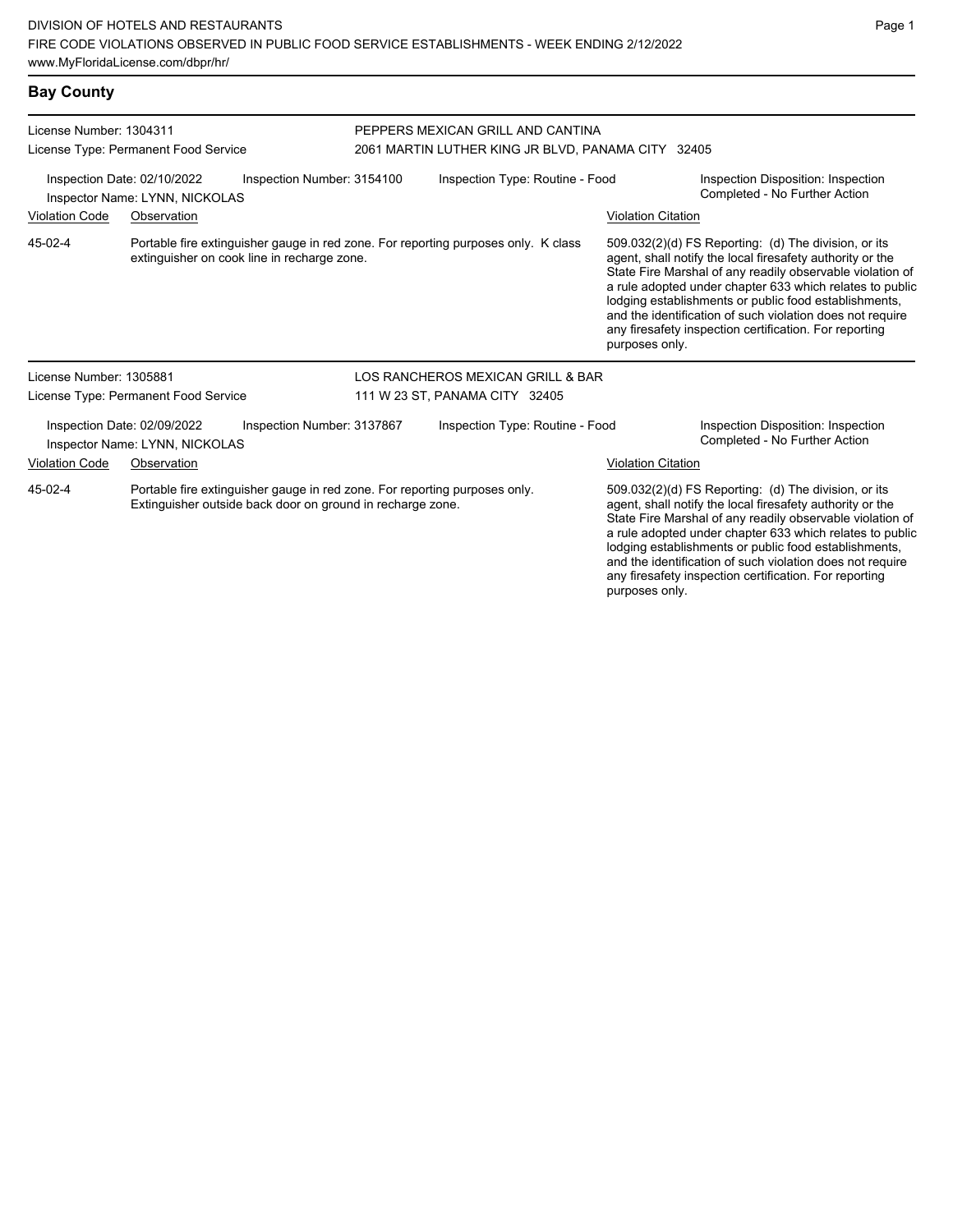DIVISION OF HOTELS AND RESTAURANTS
FIRE CODE VIOLATIONS OBSERVED IN PUBLIC FOOD SERVICE ESTABLISHMENTS - WEEK ENDING 2/12/2022
www.MyFloridaLicense.com/dbpr/hr/

## Bay County

License Number: 1304311
License Type: Permanent Food Service

PEPPERS MEXICAN GRILL AND CANTINA
2061 MARTIN LUTHER KING JR BLVD, PANAMA CITY 32405

Inspection Date: 02/10/2022
Inspector Name: LYNN, NICKOLAS
Inspection Number: 3154100
Inspection Type: Routine - Food
Inspection Disposition: Inspection Completed - No Further Action

| Violation Code | Observation | Violation Citation |
|---|---|---|
| 45-02-4 | Portable fire extinguisher gauge in red zone. For reporting purposes only. K class extinguisher on cook line in recharge zone. | 509.032(2)(d) FS Reporting: (d) The division, or its agent, shall notify the local firesafety authority or the State Fire Marshal of any readily observable violation of a rule adopted under chapter 633 which relates to public lodging establishments or public food establishments, and the identification of such violation does not require any firesafety inspection certification. For reporting purposes only. |

License Number: 1305881
License Type: Permanent Food Service

LOS RANCHEROS MEXICAN GRILL & BAR
111 W 23 ST, PANAMA CITY 32405

Inspection Date: 02/09/2022
Inspector Name: LYNN, NICKOLAS
Inspection Number: 3137867
Inspection Type: Routine - Food
Inspection Disposition: Inspection Completed - No Further Action

| Violation Code | Observation | Violation Citation |
|---|---|---|
| 45-02-4 | Portable fire extinguisher gauge in red zone. For reporting purposes only. Extinguisher outside back door on ground in recharge zone. | 509.032(2)(d) FS Reporting: (d) The division, or its agent, shall notify the local firesafety authority or the State Fire Marshal of any readily observable violation of a rule adopted under chapter 633 which relates to public lodging establishments or public food establishments, and the identification of such violation does not require any firesafety inspection certification. For reporting purposes only. |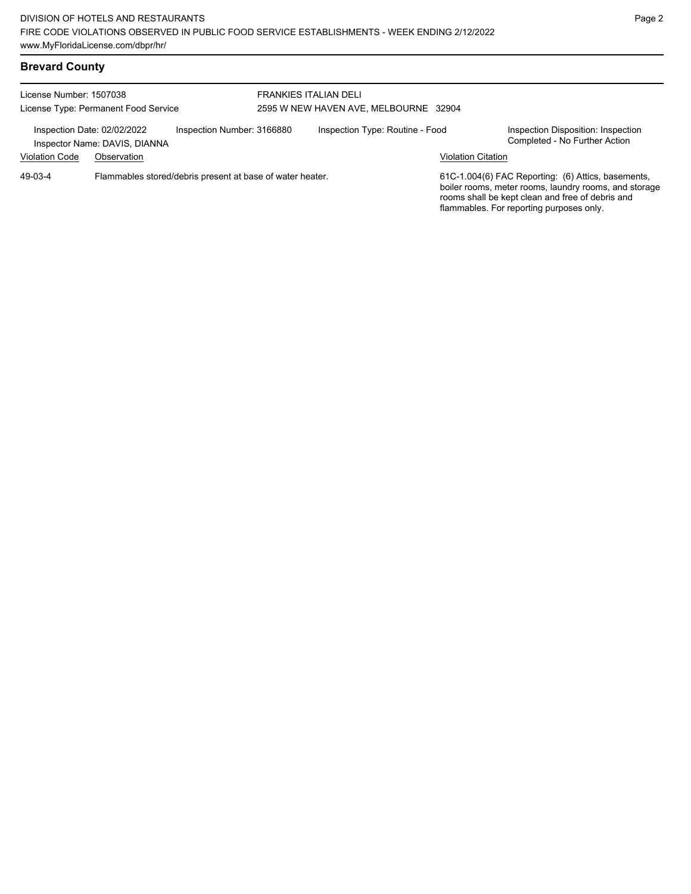## Brevard County

License Number: 1507038
License Type: Permanent Food Service

FRANKIES ITALIAN DELI
2595 W NEW HAVEN AVE, MELBOURNE 32904

Inspection Date: 02/02/2022
Inspector Name: DAVIS, DIANNA

Inspection Number: 3166880

Inspection Type: Routine - Food

Inspection Disposition: Inspection Completed - No Further Action

| Violation Code | Observation | Violation Citation |
| --- | --- | --- |
| 49-03-4 | Flammables stored/debris present at base of water heater. | 61C-1.004(6) FAC Reporting: (6) Attics, basements, boiler rooms, meter rooms, laundry rooms, and storage rooms shall be kept clean and free of debris and flammables. For reporting purposes only. |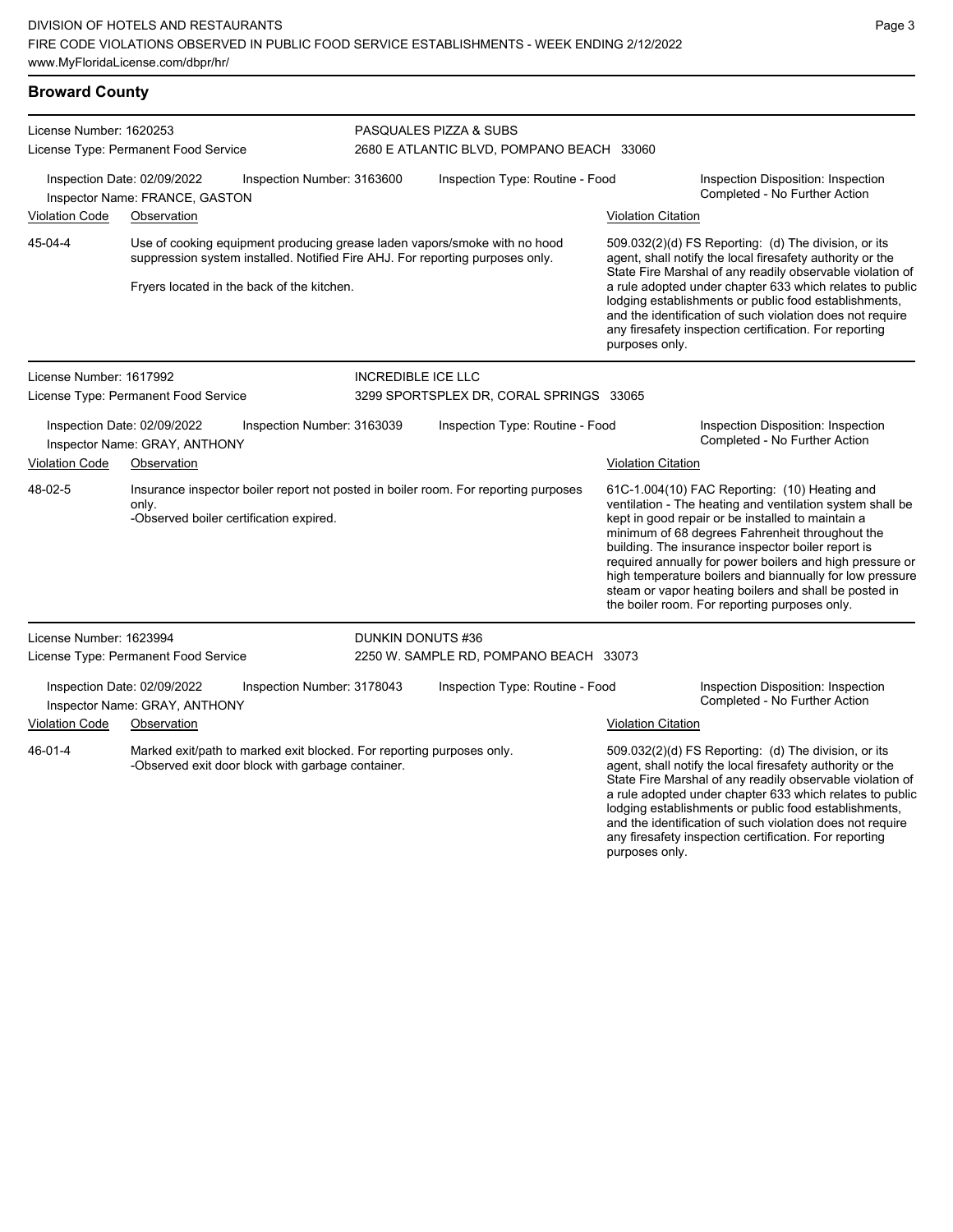## Broward County

**License Number:** 1620253
**License Type:** Permanent Food Service

**PASQUALES PIZZA & SUBS**
2680 E ATLANTIC BLVD, POMPANO BEACH 33060

**Inspection Date:** 02/09/2022
**Inspector Name:** FRANCE, GASTON
**Inspection Number:** 3163600
**Inspection Type:** Routine - Food
**Inspection Disposition:** Inspection Completed - No Further Action

| Violation Code | Observation | Violation Citation |
|---|---|---|
| 45-04-4 | Use of cooking equipment producing grease laden vapors/smoke with no hood suppression system installed. Notified Fire AHJ. For reporting purposes only.<br><br>Fryers located in the back of the kitchen. | 509.032(2)(d) FS Reporting: (d) The division, or its agent, shall notify the local firesafety authority or the State Fire Marshal of any readily observable violation of a rule adopted under chapter 633 which relates to public lodging establishments or public food establishments, and the identification of such violation does not require any firesafety inspection certification. For reporting purposes only. |

---

**License Number:** 1617992
**License Type:** Permanent Food Service

**INCREDIBLE ICE LLC**
3299 SPORTSPLEX DR, CORAL SPRINGS 33065

**Inspection Date:** 02/09/2022
**Inspector Name:** GRAY, ANTHONY
**Inspection Number:** 3163039
**Inspection Type:** Routine - Food
**Inspection Disposition:** Inspection Completed - No Further Action

| Violation Code | Observation | Violation Citation |
|---|---|---|
| 48-02-5 | Insurance inspector boiler report not posted in boiler room. For reporting purposes only.<br>-Observed boiler certification expired. | 61C-1.004(10) FAC Reporting: (10) Heating and ventilation - The heating and ventilation system shall be kept in good repair or be installed to maintain a minimum of 68 degrees Fahrenheit throughout the building. The insurance inspector boiler report is required annually for power boilers and high pressure or high temperature boilers and biannually for low pressure steam or vapor heating boilers and shall be posted in the boiler room. For reporting purposes only. |

---

**License Number:** 1623994
**License Type:** Permanent Food Service

**DUNKIN DONUTS #36**
2250 W. SAMPLE RD, POMPANO BEACH 33073

**Inspection Date:** 02/09/2022
**Inspector Name:** GRAY, ANTHONY
**Inspection Number:** 3178043
**Inspection Type:** Routine - Food
**Inspection Disposition:** Inspection Completed - No Further Action

| Violation Code | Observation | Violation Citation |
|---|---|---|
| 46-01-4 | Marked exit/path to marked exit blocked. For reporting purposes only.<br>-Observed exit door block with garbage container. | 509.032(2)(d) FS Reporting: (d) The division, or its agent, shall notify the local firesafety authority or the State Fire Marshal of any readily observable violation of a rule adopted under chapter 633 which relates to public lodging establishments or public food establishments, and the identification of such violation does not require any firesafety inspection certification. For reporting purposes only. |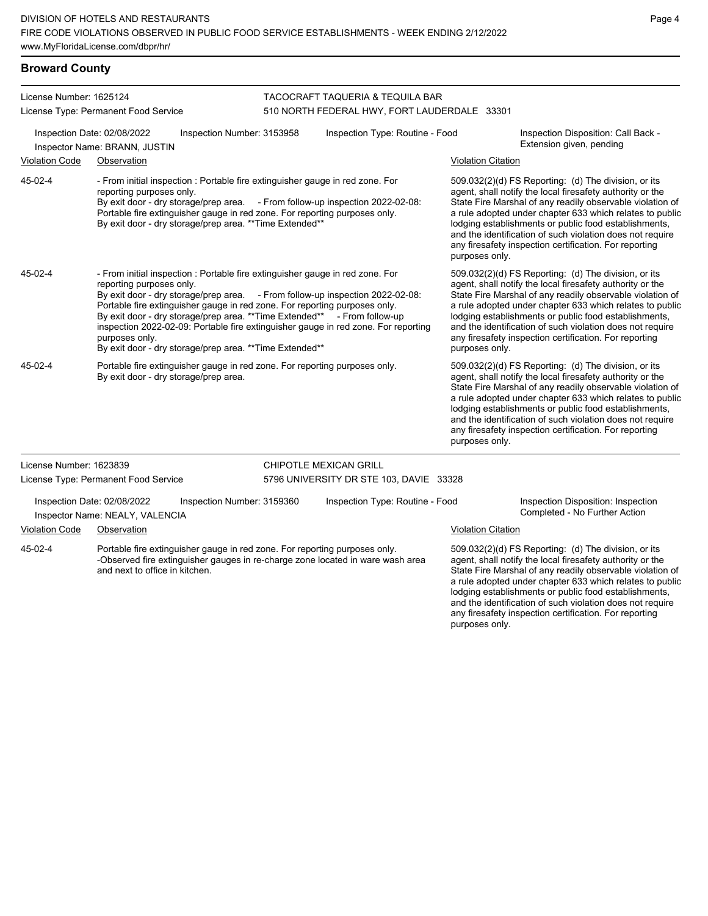## Broward County

**License Number:** 1625124
**License Type:** Permanent Food Service

**TACOCRAFT TAQUERIA & TEQUILA BAR**
510 NORTH FEDERAL HWY, FORT LAUDERDALE 33301

**Inspection Date:** 02/08/2022
**Inspection Number:** 3153958
**Inspection Type:** Routine - Food
**Inspection Disposition:** Call Back - Extension given, pending
**Inspector Name:** BRANN, JUSTIN

| Violation Code | Observation | Violation Citation |
| --- | --- | --- |
| 45-02-4 | - From initial inspection : Portable fire extinguisher gauge in red zone. For reporting purposes only. By exit door - dry storage/prep area. - From follow-up inspection 2022-02-08: Portable fire extinguisher gauge in red zone. For reporting purposes only. By exit door - dry storage/prep area. **Time Extended** | 509.032(2)(d) FS Reporting: (d) The division, or its agent, shall notify the local firesafety authority or the State Fire Marshal of any readily observable violation of a rule adopted under chapter 633 which relates to public lodging establishments or public food establishments, and the identification of such violation does not require any firesafety inspection certification. For reporting purposes only. |
| 45-02-4 | - From initial inspection : Portable fire extinguisher gauge in red zone. For reporting purposes only. By exit door - dry storage/prep area. - From follow-up inspection 2022-02-08: Portable fire extinguisher gauge in red zone. For reporting purposes only. By exit door - dry storage/prep area. **Time Extended** - From follow-up inspection 2022-02-09: Portable fire extinguisher gauge in red zone. For reporting purposes only. By exit door - dry storage/prep area. **Time Extended** | 509.032(2)(d) FS Reporting: (d) The division, or its agent, shall notify the local firesafety authority or the State Fire Marshal of any readily observable violation of a rule adopted under chapter 633 which relates to public lodging establishments or public food establishments, and the identification of such violation does not require any firesafety inspection certification. For reporting purposes only. |
| 45-02-4 | Portable fire extinguisher gauge in red zone. For reporting purposes only. By exit door - dry storage/prep area. | 509.032(2)(d) FS Reporting: (d) The division, or its agent, shall notify the local firesafety authority or the State Fire Marshal of any readily observable violation of a rule adopted under chapter 633 which relates to public lodging establishments or public food establishments, and the identification of such violation does not require any firesafety inspection certification. For reporting purposes only. |

**License Number:** 1623839
**License Type:** Permanent Food Service

**CHIPOTLE MEXICAN GRILL**
5796 UNIVERSITY DR STE 103, DAVIE 33328

**Inspection Date:** 02/08/2022
**Inspection Number:** 3159360
**Inspection Type:** Routine - Food
**Inspection Disposition:** Inspection Completed - No Further Action
**Inspector Name:** NEALY, VALENCIA

| Violation Code | Observation | Violation Citation |
| --- | --- | --- |
| 45-02-4 | Portable fire extinguisher gauge in red zone. For reporting purposes only. -Observed fire extinguisher gauges in re-charge zone located in ware wash area and next to office in kitchen. | 509.032(2)(d) FS Reporting: (d) The division, or its agent, shall notify the local firesafety authority or the State Fire Marshal of any readily observable violation of a rule adopted under chapter 633 which relates to public lodging establishments or public food establishments, and the identification of such violation does not require any firesafety inspection certification. For reporting purposes only. |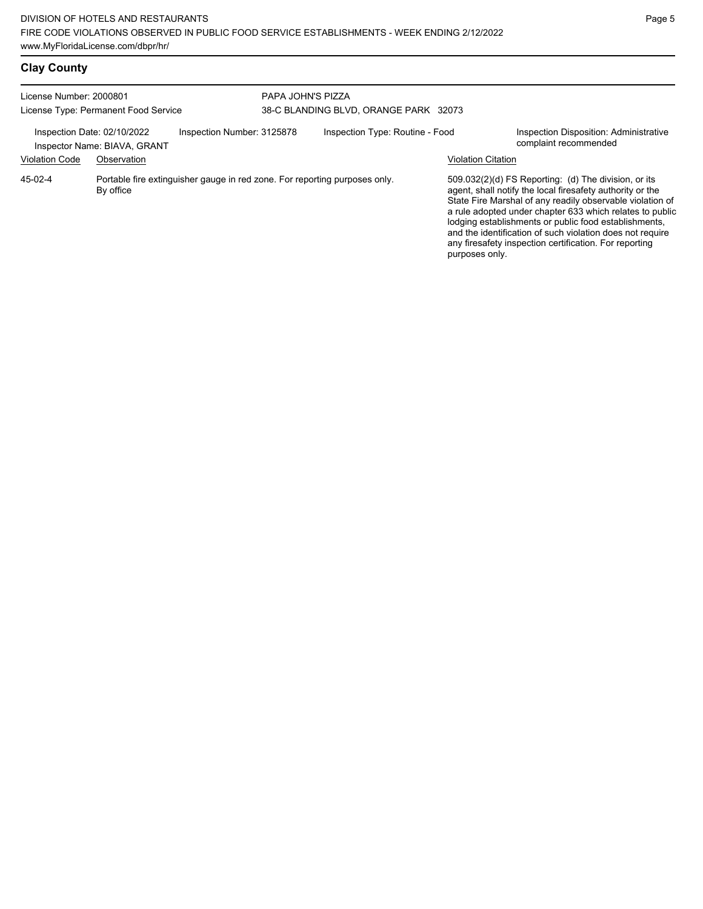## Clay County

License Number: 2000801
License Type: Permanent Food Service

PAPA JOHN'S PIZZA
38-C BLANDING BLVD, ORANGE PARK 32073

Inspection Date: 02/10/2022
Inspector Name: BIAVA, GRANT

Inspection Number: 3125878

Inspection Type: Routine - Food

Inspection Disposition: Administrative complaint recommended

| Violation Code | Observation | Violation Citation |
| --- | --- | --- |
| 45-02-4 | Portable fire extinguisher gauge in red zone. For reporting purposes only. By office | 509.032(2)(d) FS Reporting: (d) The division, or its agent, shall notify the local firesafety authority or the State Fire Marshal of any readily observable violation of a rule adopted under chapter 633 which relates to public lodging establishments or public food establishments, and the identification of such violation does not require any firesafety inspection certification. For reporting purposes only. |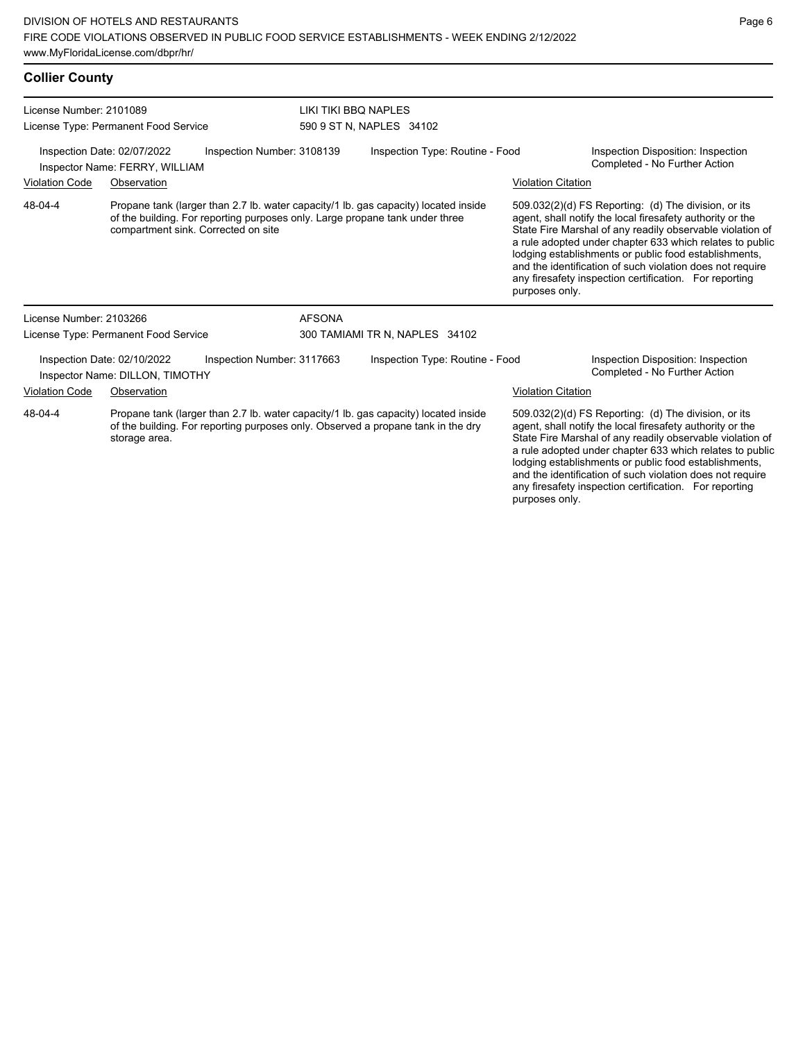## Collier County

**License Number:** 2101089
**License Type:** Permanent Food Service

**LIKI TIKI BBQ NAPLES**
590 9 ST N, NAPLES 34102

Inspection Date: 02/07/2022
Inspection Number: 3108139
Inspection Type: Routine - Food
Inspection Disposition: Inspection Completed - No Further Action
Inspector Name: FERRY, WILLIAM

| Violation Code | Observation | Violation Citation |
|---|---|---|
| 48-04-4 | Propane tank (larger than 2.7 lb. water capacity/1 lb. gas capacity) located inside of the building. For reporting purposes only. Large propane tank under three compartment sink. Corrected on site | 509.032(2)(d) FS Reporting: (d) The division, or its agent, shall notify the local firesafety authority or the State Fire Marshal of any readily observable violation of a rule adopted under chapter 633 which relates to public lodging establishments or public food establishments, and the identification of such violation does not require any firesafety inspection certification. For reporting purposes only. |

**License Number:** 2103266
**License Type:** Permanent Food Service

**AFSONA**
300 TAMIAMI TR N, NAPLES 34102

Inspection Date: 02/10/2022
Inspection Number: 3117663
Inspection Type: Routine - Food
Inspection Disposition: Inspection Completed - No Further Action
Inspector Name: DILLON, TIMOTHY

| Violation Code | Observation | Violation Citation |
|---|---|---|
| 48-04-4 | Propane tank (larger than 2.7 lb. water capacity/1 lb. gas capacity) located inside of the building. For reporting purposes only. Observed a propane tank in the dry storage area. | 509.032(2)(d) FS Reporting: (d) The division, or its agent, shall notify the local firesafety authority or the State Fire Marshal of any readily observable violation of a rule adopted under chapter 633 which relates to public lodging establishments or public food establishments, and the identification of such violation does not require any firesafety inspection certification. For reporting purposes only. |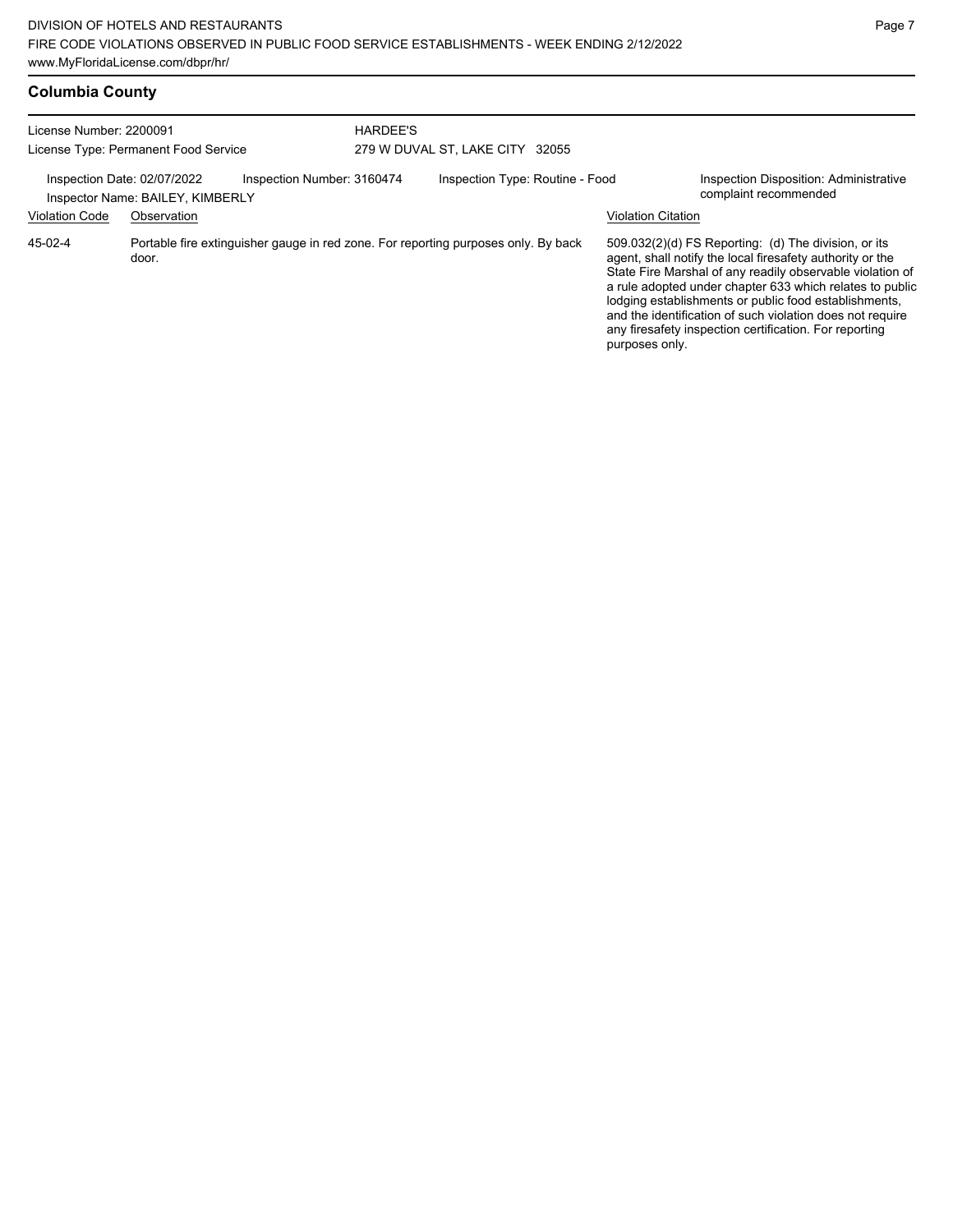## Columbia County

License Number: 2200091
License Type: Permanent Food Service

HARDEE'S
279 W DUVAL ST, LAKE CITY 32055

Inspection Date: 02/07/2022
Inspector Name: BAILEY, KIMBERLY
Inspection Number: 3160474
Inspection Type: Routine - Food
Inspection Disposition: Administrative complaint recommended

| Violation Code | Observation | Violation Citation |
| --- | --- | --- |
| 45-02-4 | Portable fire extinguisher gauge in red zone. For reporting purposes only. By back door. | 509.032(2)(d) FS Reporting: (d) The division, or its agent, shall notify the local firesafety authority or the State Fire Marshal of any readily observable violation of a rule adopted under chapter 633 which relates to public lodging establishments or public food establishments, and the identification of such violation does not require any firesafety inspection certification. For reporting purposes only. |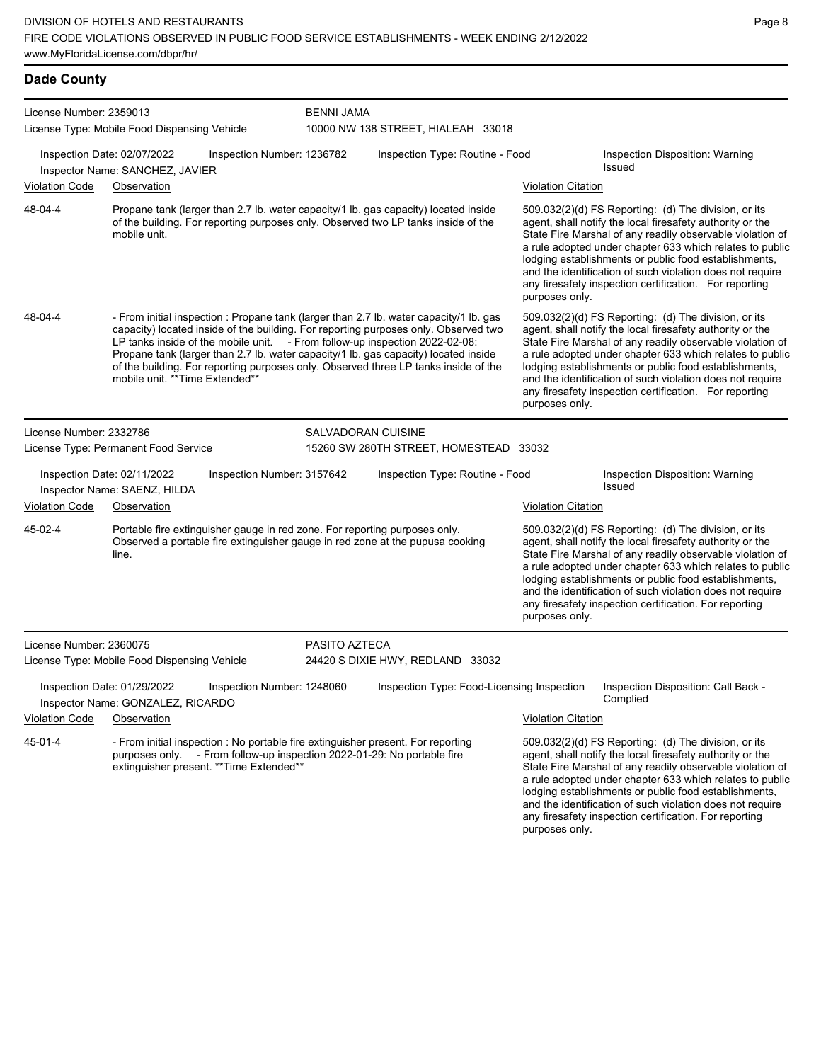## Dade County

**License Number:** 2359013
**License Type:** Mobile Food Dispensing Vehicle

**BENNI JAMA**
10000 NW 138 STREET, HIALEAH 33018

Inspection Date: 02/07/2022 | Inspection Number: 1236782 | Inspection Type: Routine - Food | Inspection Disposition: Warning Issued
Inspector Name: SANCHEZ, JAVIER

| Violation Code | Observation | Violation Citation |
| --- | --- | --- |
| 48-04-4 | Propane tank (larger than 2.7 lb. water capacity/1 lb. gas capacity) located inside of the building. For reporting purposes only. Observed two LP tanks inside of the mobile unit. | 509.032(2)(d) FS Reporting: (d) The division, or its agent, shall notify the local firesafety authority or the State Fire Marshal of any readily observable violation of a rule adopted under chapter 633 which relates to public lodging establishments or public food establishments, and the identification of such violation does not require any firesafety inspection certification. For reporting purposes only. |
| 48-04-4 | - From initial inspection : Propane tank (larger than 2.7 lb. water capacity/1 lb. gas capacity) located inside of the building. For reporting purposes only. Observed two LP tanks inside of the mobile unit. - From follow-up inspection 2022-02-08: Propane tank (larger than 2.7 lb. water capacity/1 lb. gas capacity) located inside of the building. For reporting purposes only. Observed three LP tanks inside of the mobile unit. **Time Extended** | 509.032(2)(d) FS Reporting: (d) The division, or its agent, shall notify the local firesafety authority or the State Fire Marshal of any readily observable violation of a rule adopted under chapter 633 which relates to public lodging establishments or public food establishments, and the identification of such violation does not require any firesafety inspection certification. For reporting purposes only. |

**License Number:** 2332786
**License Type:** Permanent Food Service

**SALVADORAN CUISINE**
15260 SW 280TH STREET, HOMESTEAD 33032

Inspection Date: 02/11/2022 | Inspection Number: 3157642 | Inspection Type: Routine - Food | Inspection Disposition: Warning Issued
Inspector Name: SAENZ, HILDA

| Violation Code | Observation | Violation Citation |
| --- | --- | --- |
| 45-02-4 | Portable fire extinguisher gauge in red zone. For reporting purposes only. Observed a portable fire extinguisher gauge in red zone at the pupusa cooking line. | 509.032(2)(d) FS Reporting: (d) The division, or its agent, shall notify the local firesafety authority or the State Fire Marshal of any readily observable violation of a rule adopted under chapter 633 which relates to public lodging establishments or public food establishments, and the identification of such violation does not require any firesafety inspection certification. For reporting purposes only. |

**License Number:** 2360075
**License Type:** Mobile Food Dispensing Vehicle

**PASITO AZTECA**
24420 S DIXIE HWY, REDLAND 33032

Inspection Date: 01/29/2022 | Inspection Number: 1248060 | Inspection Type: Food-Licensing Inspection | Inspection Disposition: Call Back - Complied
Inspector Name: GONZALEZ, RICARDO

| Violation Code | Observation | Violation Citation |
| --- | --- | --- |
| 45-01-4 | - From initial inspection : No portable fire extinguisher present. For reporting purposes only. - From follow-up inspection 2022-01-29: No portable fire extinguisher present. **Time Extended** | 509.032(2)(d) FS Reporting: (d) The division, or its agent, shall notify the local firesafety authority or the State Fire Marshal of any readily observable violation of a rule adopted under chapter 633 which relates to public lodging establishments or public food establishments, and the identification of such violation does not require any firesafety inspection certification. For reporting purposes only. |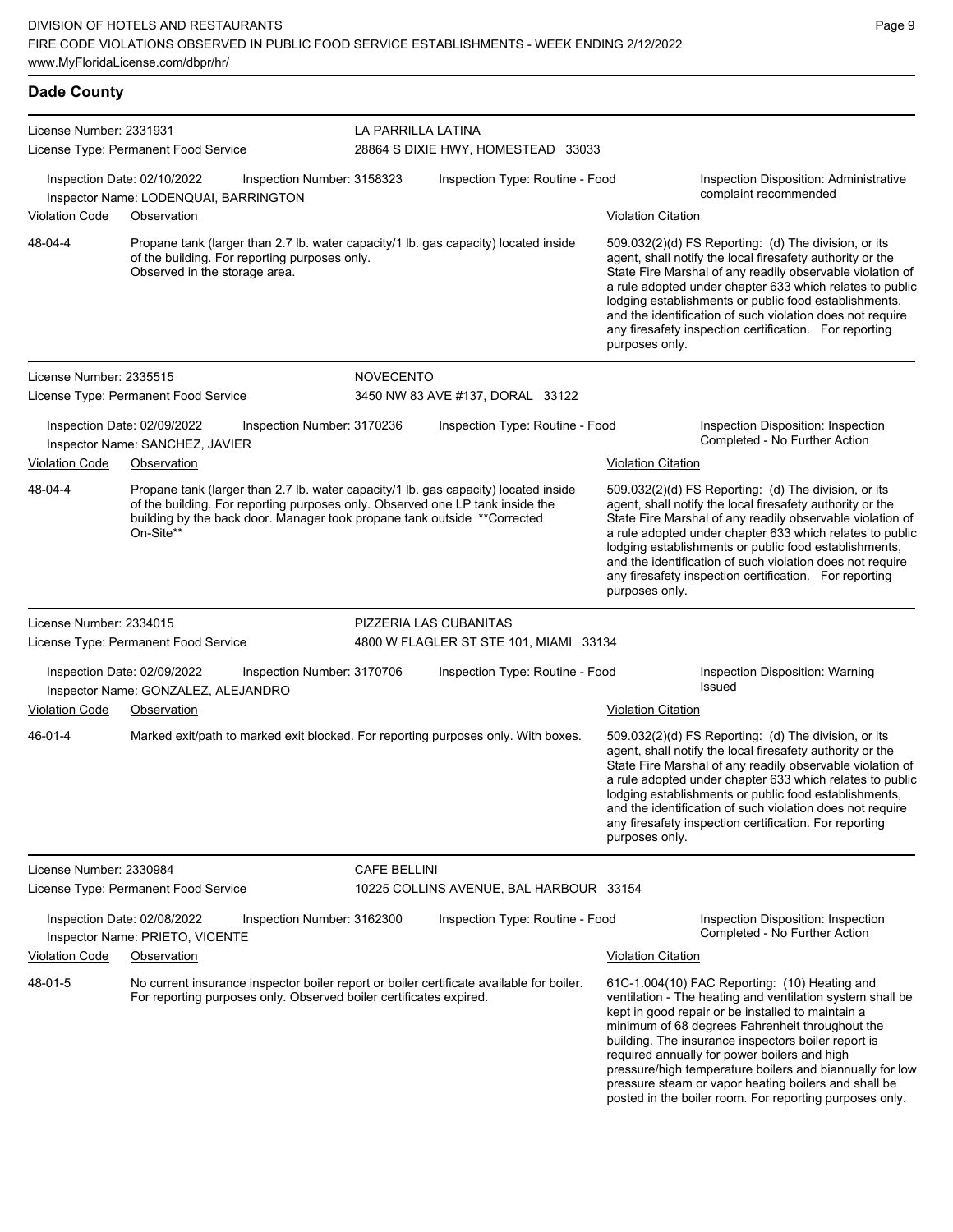## Dade County

**License Number:** 2331931
**License Type:** Permanent Food Service
**LA PARRILLA LATINA**
28864 S DIXIE HWY, HOMESTEAD 33033

Inspection Date: 02/10/2022 | Inspection Number: 3158323 | Inspection Type: Routine - Food | Inspection Disposition: Administrative complaint recommended
Inspector Name: LODENQUAI, BARRINGTON

| Violation Code | Observation | Violation Citation |
|---|---|---|
| 48-04-4 | Propane tank (larger than 2.7 lb. water capacity/1 lb. gas capacity) located inside of the building. For reporting purposes only. Observed in the storage area. | 509.032(2)(d) FS Reporting: (d) The division, or its agent, shall notify the local firesafety authority or the State Fire Marshal of any readily observable violation of a rule adopted under chapter 633 which relates to public lodging establishments or public food establishments, and the identification of such violation does not require any firesafety inspection certification. For reporting purposes only. |

---

**License Number:** 2335515
**License Type:** Permanent Food Service
**NOVECENTO**
3450 NW 83 AVE #137, DORAL 33122

Inspection Date: 02/09/2022 | Inspection Number: 3170236 | Inspection Type: Routine - Food | Inspection Disposition: Inspection Completed - No Further Action
Inspector Name: SANCHEZ, JAVIER

| Violation Code | Observation | Violation Citation |
|---|---|---|
| 48-04-4 | Propane tank (larger than 2.7 lb. water capacity/1 lb. gas capacity) located inside of the building. For reporting purposes only. Observed one LP tank inside the building by the back door. Manager took propane tank outside **Corrected On-Site** | 509.032(2)(d) FS Reporting: (d) The division, or its agent, shall notify the local firesafety authority or the State Fire Marshal of any readily observable violation of a rule adopted under chapter 633 which relates to public lodging establishments or public food establishments, and the identification of such violation does not require any firesafety inspection certification. For reporting purposes only. |

---

**License Number:** 2334015
**License Type:** Permanent Food Service
**PIZZERIA LAS CUBANITAS**
4800 W FLAGLER ST STE 101, MIAMI 33134

Inspection Date: 02/09/2022 | Inspection Number: 3170706 | Inspection Type: Routine - Food | Inspection Disposition: Warning Issued
Inspector Name: GONZALEZ, ALEJANDRO

| Violation Code | Observation | Violation Citation |
|---|---|---|
| 46-01-4 | Marked exit/path to marked exit blocked. For reporting purposes only. With boxes. | 509.032(2)(d) FS Reporting: (d) The division, or its agent, shall notify the local firesafety authority or the State Fire Marshal of any readily observable violation of a rule adopted under chapter 633 which relates to public lodging establishments or public food establishments, and the identification of such violation does not require any firesafety inspection certification. For reporting purposes only. |

---

**License Number:** 2330984
**License Type:** Permanent Food Service
**CAFE BELLINI**
10225 COLLINS AVENUE, BAL HARBOUR 33154

Inspection Date: 02/08/2022 | Inspection Number: 3162300 | Inspection Type: Routine - Food | Inspection Disposition: Inspection Completed - No Further Action
Inspector Name: PRIETO, VICENTE

| Violation Code | Observation | Violation Citation |
|---|---|---|
| 48-01-5 | No current insurance inspector boiler report or boiler certificate available for boiler. For reporting purposes only. Observed boiler certificates expired. | 61C-1.004(10) FAC Reporting: (10) Heating and ventilation - The heating and ventilation system shall be kept in good repair or be installed to maintain a minimum of 68 degrees Fahrenheit throughout the building. The insurance inspectors boiler report is required annually for power boilers and high pressure/high temperature boilers and biannually for low pressure steam or vapor heating boilers and shall be posted in the boiler room. For reporting purposes only. |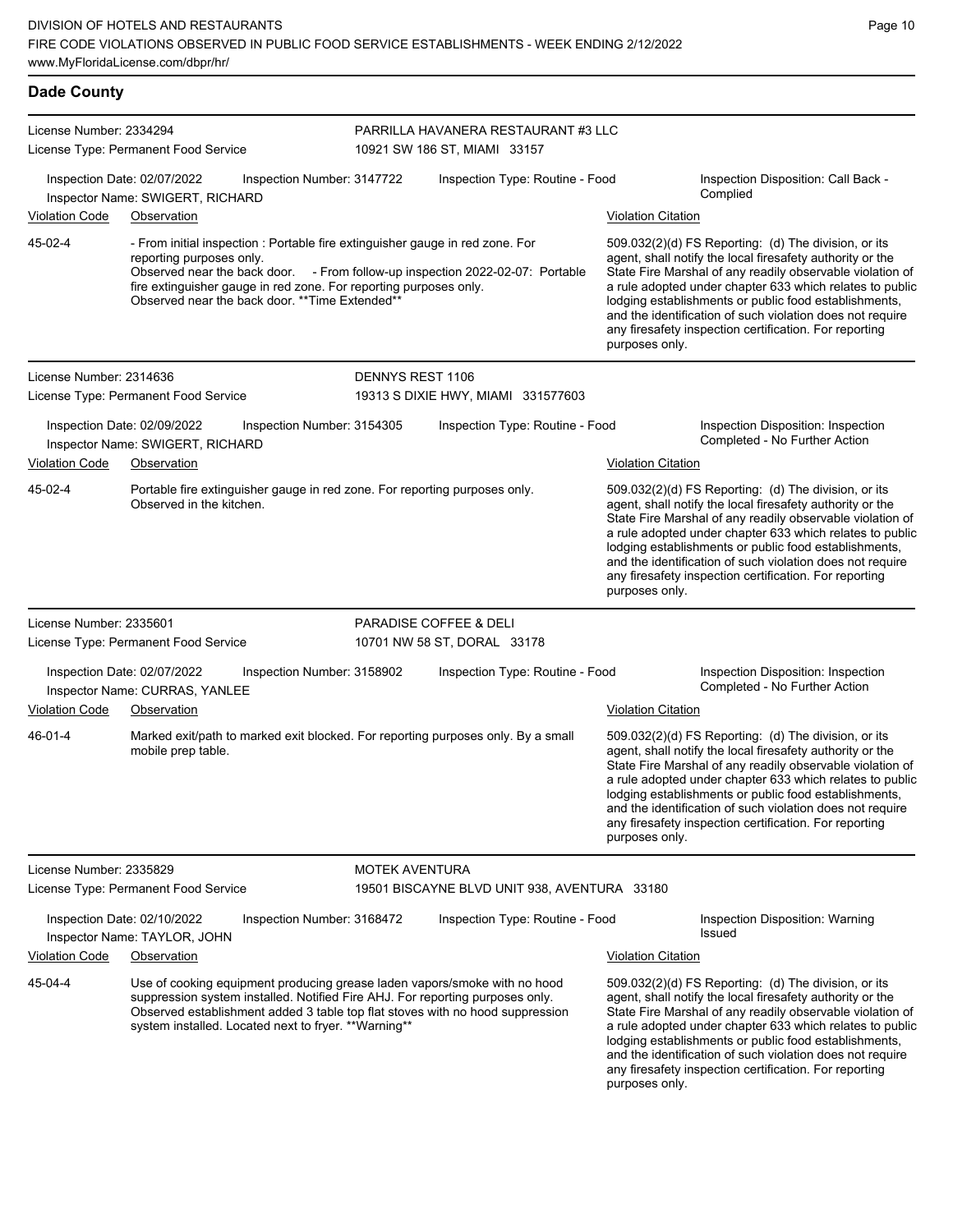## Dade County

**License Number:** 2334294
**License Type:** Permanent Food Service
**PARRILLA HAVANERA RESTAURANT #3 LLC**
10921 SW 186 ST, MIAMI 33157

**Inspection Date:** 02/07/2022 **Inspection Number:** 3147722 **Inspection Type:** Routine - Food **Inspection Disposition:** Call Back - Complied
**Inspector Name:** SWIGERT, RICHARD

| Violation Code | Observation | Violation Citation |
|---|---|---|
| 45-02-4 | - From initial inspection : Portable fire extinguisher gauge in red zone. For reporting purposes only. Observed near the back door. - From follow-up inspection 2022-02-07: Portable fire extinguisher gauge in red zone. For reporting purposes only. Observed near the back door. **Time Extended** | 509.032(2)(d) FS Reporting: (d) The division, or its agent, shall notify the local firesafety authority or the State Fire Marshal of any readily observable violation of a rule adopted under chapter 633 which relates to public lodging establishments or public food establishments, and the identification of such violation does not require any firesafety inspection certification. For reporting purposes only. |

**License Number:** 2314636
**License Type:** Permanent Food Service
**DENNYS REST 1106**
19313 S DIXIE HWY, MIAMI 331577603

**Inspection Date:** 02/09/2022 **Inspection Number:** 3154305 **Inspection Type:** Routine - Food **Inspection Disposition:** Inspection Completed - No Further Action
**Inspector Name:** SWIGERT, RICHARD

| Violation Code | Observation | Violation Citation |
|---|---|---|
| 45-02-4 | Portable fire extinguisher gauge in red zone. For reporting purposes only. Observed in the kitchen. | 509.032(2)(d) FS Reporting: (d) The division, or its agent, shall notify the local firesafety authority or the State Fire Marshal of any readily observable violation of a rule adopted under chapter 633 which relates to public lodging establishments or public food establishments, and the identification of such violation does not require any firesafety inspection certification. For reporting purposes only. |

**License Number:** 2335601
**License Type:** Permanent Food Service
**PARADISE COFFEE & DELI**
10701 NW 58 ST, DORAL 33178

**Inspection Date:** 02/07/2022 **Inspection Number:** 3158902 **Inspection Type:** Routine - Food **Inspection Disposition:** Inspection Completed - No Further Action
**Inspector Name:** CURRAS, YANLEE

| Violation Code | Observation | Violation Citation |
|---|---|---|
| 46-01-4 | Marked exit/path to marked exit blocked. For reporting purposes only. By a small mobile prep table. | 509.032(2)(d) FS Reporting: (d) The division, or its agent, shall notify the local firesafety authority or the State Fire Marshal of any readily observable violation of a rule adopted under chapter 633 which relates to public lodging establishments or public food establishments, and the identification of such violation does not require any firesafety inspection certification. For reporting purposes only. |

**License Number:** 2335829
**License Type:** Permanent Food Service
**MOTEK AVENTURA**
19501 BISCAYNE BLVD UNIT 938, AVENTURA 33180

**Inspection Date:** 02/10/2022 **Inspection Number:** 3168472 **Inspection Type:** Routine - Food **Inspection Disposition:** Warning Issued
**Inspector Name:** TAYLOR, JOHN

| Violation Code | Observation | Violation Citation |
|---|---|---|
| 45-04-4 | Use of cooking equipment producing grease laden vapors/smoke with no hood suppression system installed. Notified Fire AHJ. For reporting purposes only. Observed establishment added 3 table top flat stoves with no hood suppression system installed. Located next to fryer. **Warning** | 509.032(2)(d) FS Reporting: (d) The division, or its agent, shall notify the local firesafety authority or the State Fire Marshal of any readily observable violation of a rule adopted under chapter 633 which relates to public lodging establishments or public food establishments, and the identification of such violation does not require any firesafety inspection certification. For reporting purposes only. |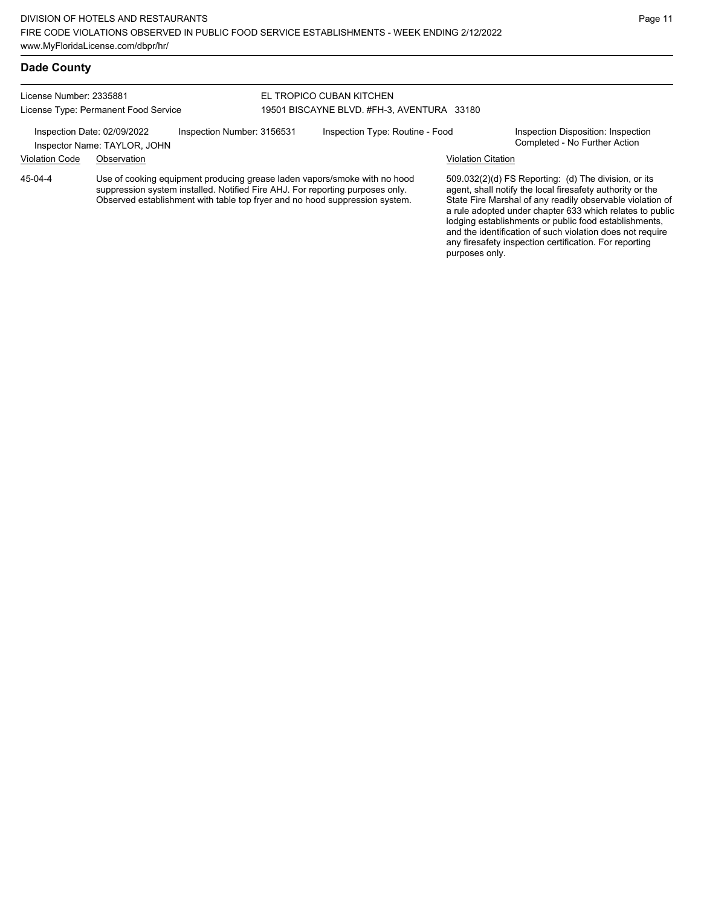## Dade County

License Number: 2335881
License Type: Permanent Food Service

EL TROPICO CUBAN KITCHEN
19501 BISCAYNE BLVD. #FH-3, AVENTURA 33180

Inspection Date: 02/09/2022
Inspector Name: TAYLOR, JOHN
Inspection Number: 3156531
Inspection Type: Routine - Food
Inspection Disposition: Inspection Completed - No Further Action

| Violation Code | Observation | Violation Citation |
|---|---|---|
| 45-04-4 | Use of cooking equipment producing grease laden vapors/smoke with no hood suppression system installed. Notified Fire AHJ. For reporting purposes only. Observed establishment with table top fryer and no hood suppression system. | 509.032(2)(d) FS Reporting: (d) The division, or its agent, shall notify the local firesafety authority or the State Fire Marshal of any readily observable violation of a rule adopted under chapter 633 which relates to public lodging establishments or public food establishments, and the identification of such violation does not require any firesafety inspection certification. For reporting purposes only. |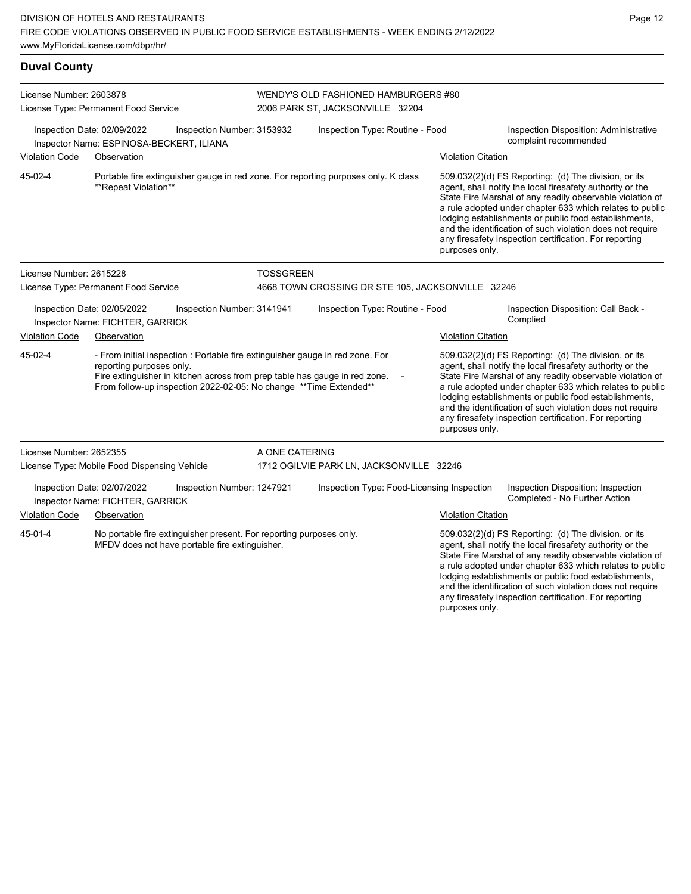## Duval County

**License Number:** 2603878
**License Type:** Permanent Food Service
**WENDY'S OLD FASHIONED HAMBURGERS #80**
2006 PARK ST, JACKSONVILLE 32204

Inspection Date: 02/09/2022 | Inspection Number: 3153932 | Inspection Type: Routine - Food | Inspection Disposition: Administrative complaint recommended
Inspector Name: ESPINOSA-BECKERT, ILIANA

| Violation Code | Observation | Violation Citation |
|---|---|---|
| 45-02-4 | Portable fire extinguisher gauge in red zone. For reporting purposes only. K class **Repeat Violation** | 509.032(2)(d) FS Reporting: (d) The division, or its agent, shall notify the local firesafety authority or the State Fire Marshal of any readily observable violation of a rule adopted under chapter 633 which relates to public lodging establishments or public food establishments, and the identification of such violation does not require any firesafety inspection certification. For reporting purposes only. |

**License Number:** 2615228
**License Type:** Permanent Food Service
**TOSSGREEN**
4668 TOWN CROSSING DR STE 105, JACKSONVILLE 32246

Inspection Date: 02/05/2022 | Inspection Number: 3141941 | Inspection Type: Routine - Food | Inspection Disposition: Call Back - Complied
Inspector Name: FICHTER, GARRICK

| Violation Code | Observation | Violation Citation |
|---|---|---|
| 45-02-4 | - From initial inspection : Portable fire extinguisher gauge in red zone. For reporting purposes only. Fire extinguisher in kitchen across from prep table has gauge in red zone. - From follow-up inspection 2022-02-05: No change **Time Extended** | 509.032(2)(d) FS Reporting: (d) The division, or its agent, shall notify the local firesafety authority or the State Fire Marshal of any readily observable violation of a rule adopted under chapter 633 which relates to public lodging establishments or public food establishments, and the identification of such violation does not require any firesafety inspection certification. For reporting purposes only. |

**License Number:** 2652355
**License Type:** Mobile Food Dispensing Vehicle
**A ONE CATERING**
1712 OGILVIE PARK LN, JACKSONVILLE 32246

Inspection Date: 02/07/2022 | Inspection Number: 1247921 | Inspection Type: Food-Licensing Inspection | Inspection Disposition: Inspection Completed - No Further Action
Inspector Name: FICHTER, GARRICK

| Violation Code | Observation | Violation Citation |
|---|---|---|
| 45-01-4 | No portable fire extinguisher present. For reporting purposes only. MFDV does not have portable fire extinguisher. | 509.032(2)(d) FS Reporting: (d) The division, or its agent, shall notify the local firesafety authority or the State Fire Marshal of any readily observable violation of a rule adopted under chapter 633 which relates to public lodging establishments or public food establishments, and the identification of such violation does not require any firesafety inspection certification. For reporting purposes only. |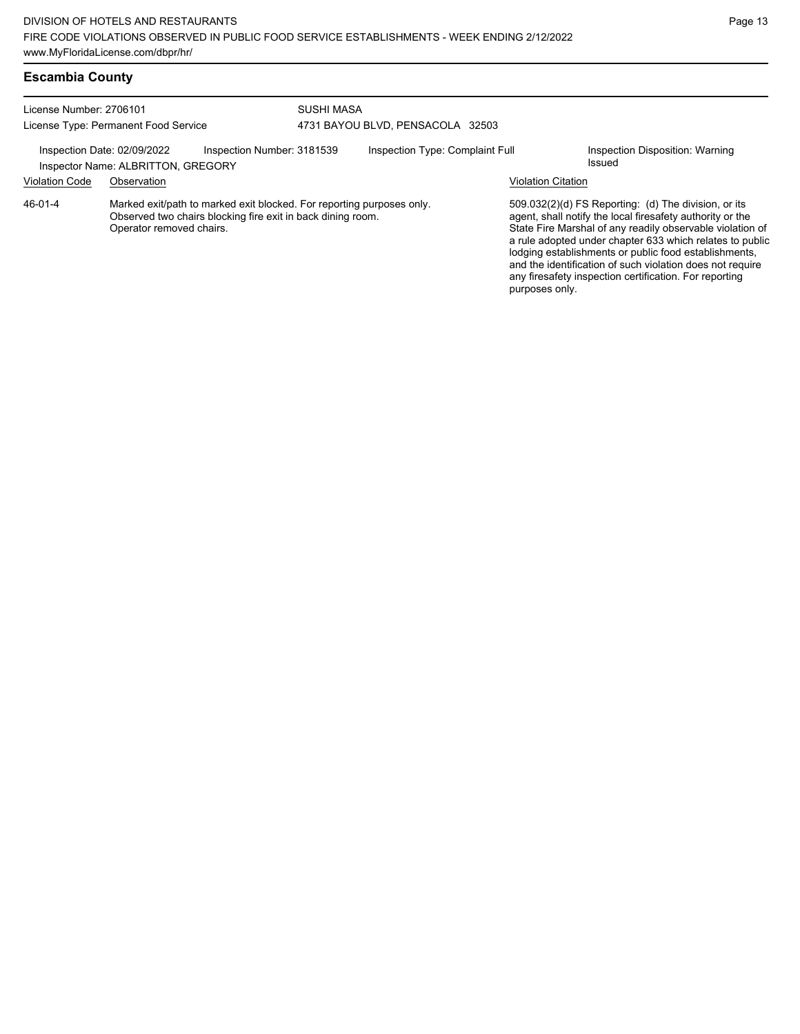## Escambia County

License Number: 2706101
License Type: Permanent Food Service

SUSHI MASA
4731 BAYOU BLVD, PENSACOLA 32503

Inspection Date: 02/09/2022
Inspector Name: ALBRITTON, GREGORY
Inspection Number: 3181539
Inspection Type: Complaint Full
Inspection Disposition: Warning Issued

| Violation Code | Observation | Violation Citation |
|---|---|---|
| 46-01-4 | Marked exit/path to marked exit blocked. For reporting purposes only. Observed two chairs blocking fire exit in back dining room. Operator removed chairs. | 509.032(2)(d) FS Reporting: (d) The division, or its agent, shall notify the local firesafety authority or the State Fire Marshal of any readily observable violation of a rule adopted under chapter 633 which relates to public lodging establishments or public food establishments, and the identification of such violation does not require any firesafety inspection certification. For reporting purposes only. |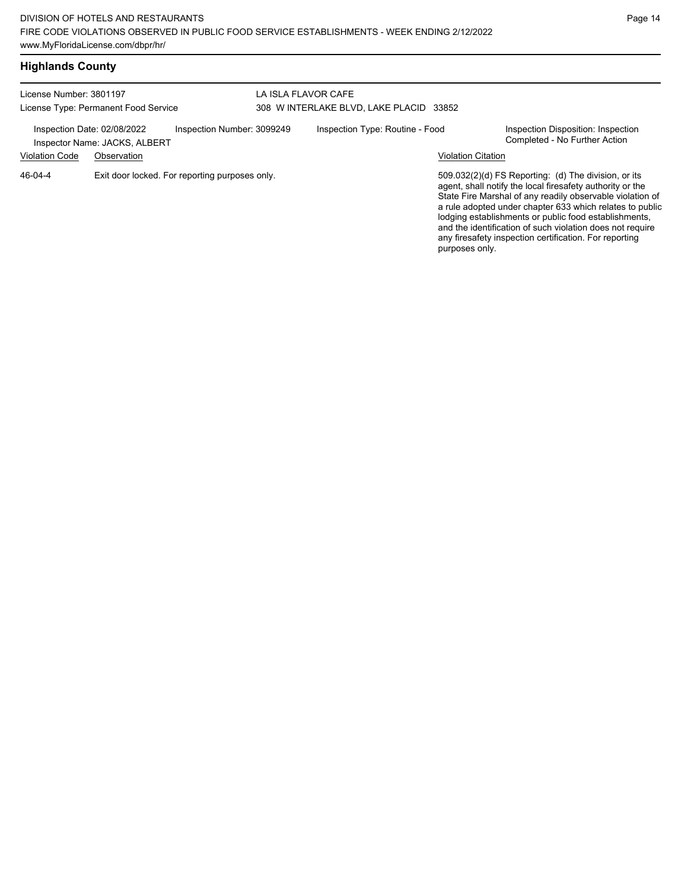## Highlands County

License Number: 3801197
License Type: Permanent Food Service

LA ISLA FLAVOR CAFE
308 W INTERLAKE BLVD, LAKE PLACID 33852

Inspection Date: 02/08/2022
Inspector Name: JACKS, ALBERT
Inspection Number: 3099249
Inspection Type: Routine - Food
Inspection Disposition: Inspection Completed - No Further Action

| Violation Code | Observation | Violation Citation |
| --- | --- | --- |
| 46-04-4 | Exit door locked. For reporting purposes only. | 509.032(2)(d) FS Reporting: (d) The division, or its agent, shall notify the local firesafety authority or the State Fire Marshal of any readily observable violation of a rule adopted under chapter 633 which relates to public lodging establishments or public food establishments, and the identification of such violation does not require any firesafety inspection certification. For reporting purposes only. |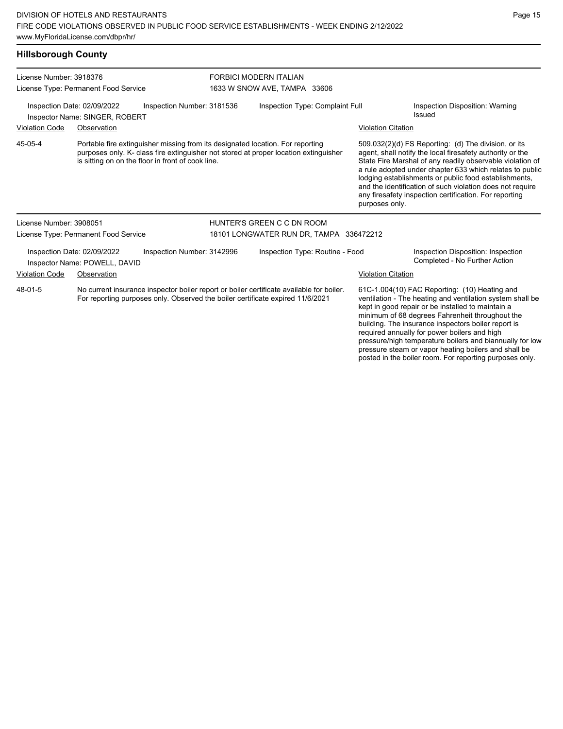## Hillsborough County

**License Number:** 3918376
**License Type:** Permanent Food Service

**FORBICI MODERN ITALIAN**
1633 W SNOW AVE, TAMPA 33606

**Inspection Date:** 02/09/2022
**Inspection Number:** 3181536
**Inspection Type:** Complaint Full
**Inspection Disposition:** Warning Issued
**Inspector Name:** SINGER, ROBERT

| Violation Code | Observation | Violation Citation |
| --- | --- | --- |
| 45-05-4 | Portable fire extinguisher missing from its designated location. For reporting purposes only. K- class fire extinguisher not stored at proper location extinguisher is sitting on on the floor in front of cook line. | 509.032(2)(d) FS Reporting: (d) The division, or its agent, shall notify the local firesafety authority or the State Fire Marshal of any readily observable violation of a rule adopted under chapter 633 which relates to public lodging establishments or public food establishments, and the identification of such violation does not require any firesafety inspection certification. For reporting purposes only. |

**License Number:** 3908051
**License Type:** Permanent Food Service

**HUNTER'S GREEN C C DN ROOM**
18101 LONGWATER RUN DR, TAMPA 336472212

**Inspection Date:** 02/09/2022
**Inspection Number:** 3142996
**Inspection Type:** Routine - Food
**Inspection Disposition:** Inspection Completed - No Further Action
**Inspector Name:** POWELL, DAVID

| Violation Code | Observation | Violation Citation |
| --- | --- | --- |
| 48-01-5 | No current insurance inspector boiler report or boiler certificate available for boiler. For reporting purposes only. Observed the boiler certificate expired 11/6/2021 | 61C-1.004(10) FAC Reporting: (10) Heating and ventilation - The heating and ventilation system shall be kept in good repair or be installed to maintain a minimum of 68 degrees Fahrenheit throughout the building. The insurance inspectors boiler report is required annually for power boilers and high pressure/high temperature boilers and biannually for low pressure steam or vapor heating boilers and shall be posted in the boiler room. For reporting purposes only. |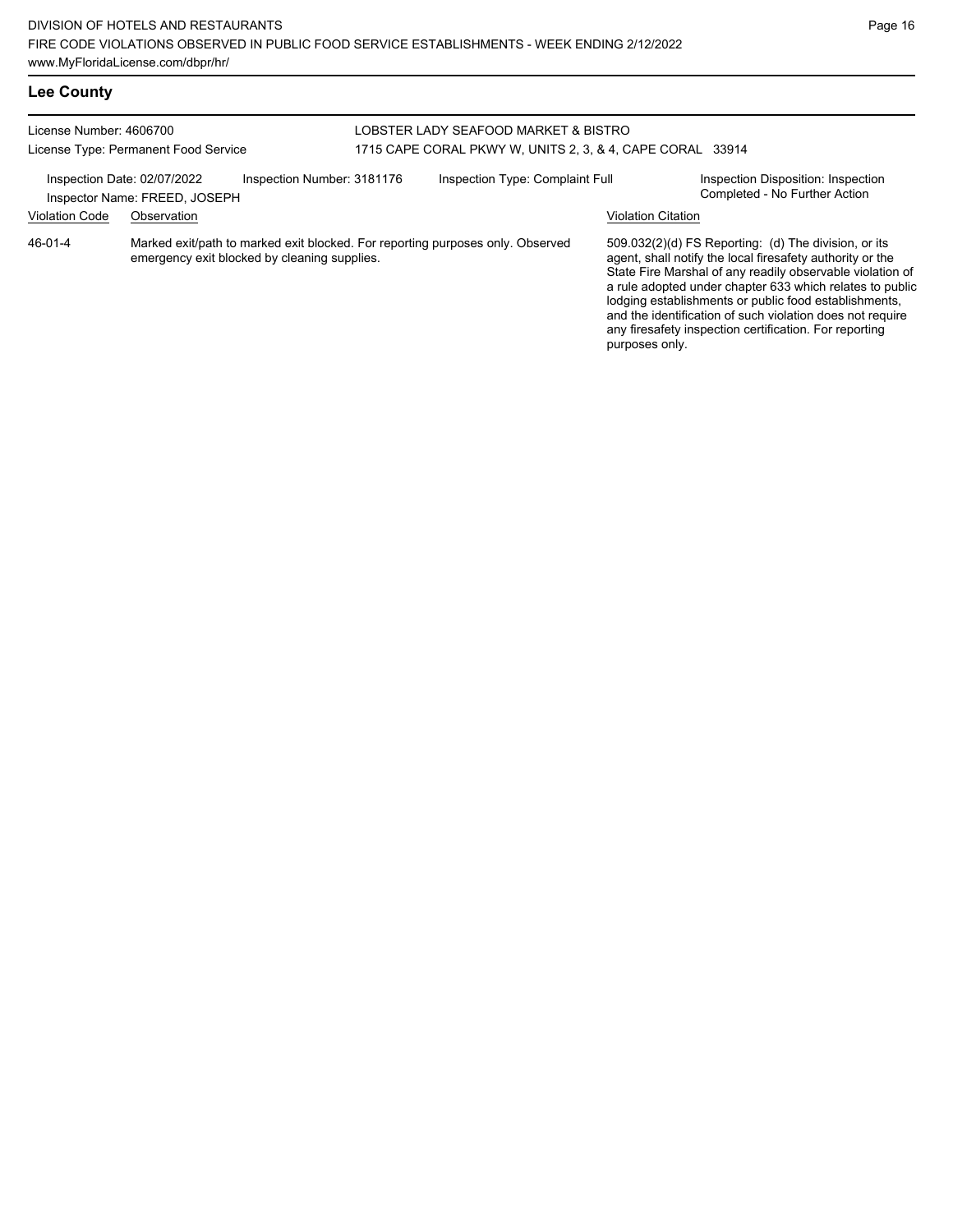## Lee County

License Number: 4606700

License Type: Permanent Food Service

LOBSTER LADY SEAFOOD MARKET & BISTRO

1715 CAPE CORAL PKWY W, UNITS 2, 3, & 4, CAPE CORAL 33914

Inspection Date: 02/07/2022

Inspector Name: FREED, JOSEPH

Inspection Number: 3181176

Inspection Type: Complaint Full

Inspection Disposition: Inspection Completed - No Further Action

| Violation Code | Observation | Violation Citation |
| --- | --- | --- |
| 46-01-4 | Marked exit/path to marked exit blocked. For reporting purposes only. Observed emergency exit blocked by cleaning supplies. | 509.032(2)(d) FS Reporting: (d) The division, or its agent, shall notify the local firesafety authority or the State Fire Marshal of any readily observable violation of a rule adopted under chapter 633 which relates to public lodging establishments or public food establishments, and the identification of such violation does not require any firesafety inspection certification. For reporting purposes only. |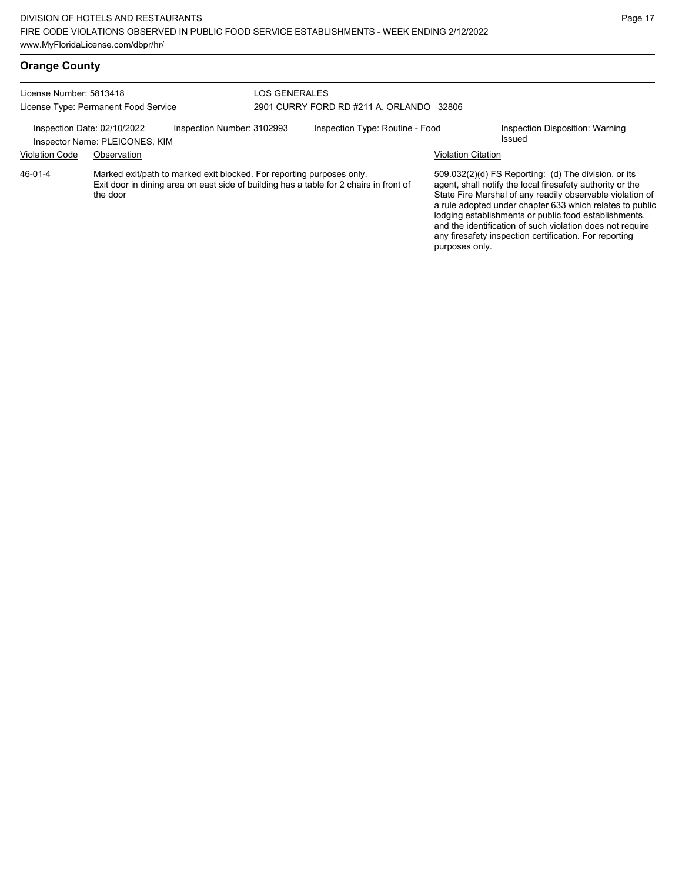## Orange County

License Number: 5813418
License Type: Permanent Food Service

LOS GENERALES
2901 CURRY FORD RD #211 A, ORLANDO 32806

Inspection Date: 02/10/2022 | Inspection Number: 3102993 | Inspection Type: Routine - Food | Inspection Disposition: Warning Issued
Inspector Name: PLEICONES, KIM

| Violation Code | Observation | Violation Citation |
|---|---|---|
| 46-01-4 | Marked exit/path to marked exit blocked. For reporting purposes only. Exit door in dining area on east side of building has a table for 2 chairs in front of the door | 509.032(2)(d) FS Reporting: (d) The division, or its agent, shall notify the local firesafety authority or the State Fire Marshal of any readily observable violation of a rule adopted under chapter 633 which relates to public lodging establishments or public food establishments, and the identification of such violation does not require any firesafety inspection certification. For reporting purposes only. |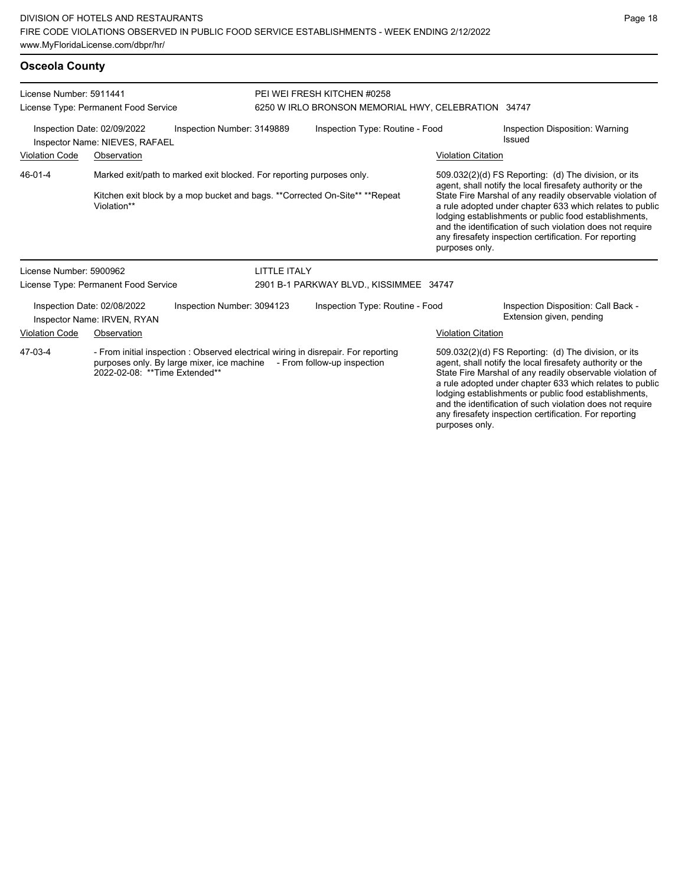## Osceola County

**License Number:** 5911441
**License Type:** Permanent Food Service

**PEI WEI FRESH KITCHEN #0258**
6250 W IRLO BRONSON MEMORIAL HWY, CELEBRATION 34747

Inspection Date: 02/09/2022
Inspection Number: 3149889
Inspection Type: Routine - Food
Inspection Disposition: Warning Issued
Inspector Name: NIEVES, RAFAEL

| Violation Code | Observation | Violation Citation |
|---|---|---|
| 46-01-4 | Marked exit/path to marked exit blocked. For reporting purposes only. Kitchen exit block by a mop bucket and bags. **Corrected On-Site** **Repeat Violation** | 509.032(2)(d) FS Reporting: (d) The division, or its agent, shall notify the local firesafety authority or the State Fire Marshal of any readily observable violation of a rule adopted under chapter 633 which relates to public lodging establishments or public food establishments, and the identification of such violation does not require any firesafety inspection certification. For reporting purposes only. |

**License Number:** 5900962
**License Type:** Permanent Food Service

**LITTLE ITALY**
2901 B-1 PARKWAY BLVD., KISSIMMEE 34747

Inspection Date: 02/08/2022
Inspection Number: 3094123
Inspection Type: Routine - Food
Inspection Disposition: Call Back - Extension given, pending
Inspector Name: IRVEN, RYAN

| Violation Code | Observation | Violation Citation |
|---|---|---|
| 47-03-4 | - From initial inspection : Observed electrical wiring in disrepair. For reporting purposes only. By large mixer, ice machine - From follow-up inspection 2022-02-08: **Time Extended** | 509.032(2)(d) FS Reporting: (d) The division, or its agent, shall notify the local firesafety authority or the State Fire Marshal of any readily observable violation of a rule adopted under chapter 633 which relates to public lodging establishments or public food establishments, and the identification of such violation does not require any firesafety inspection certification. For reporting purposes only. |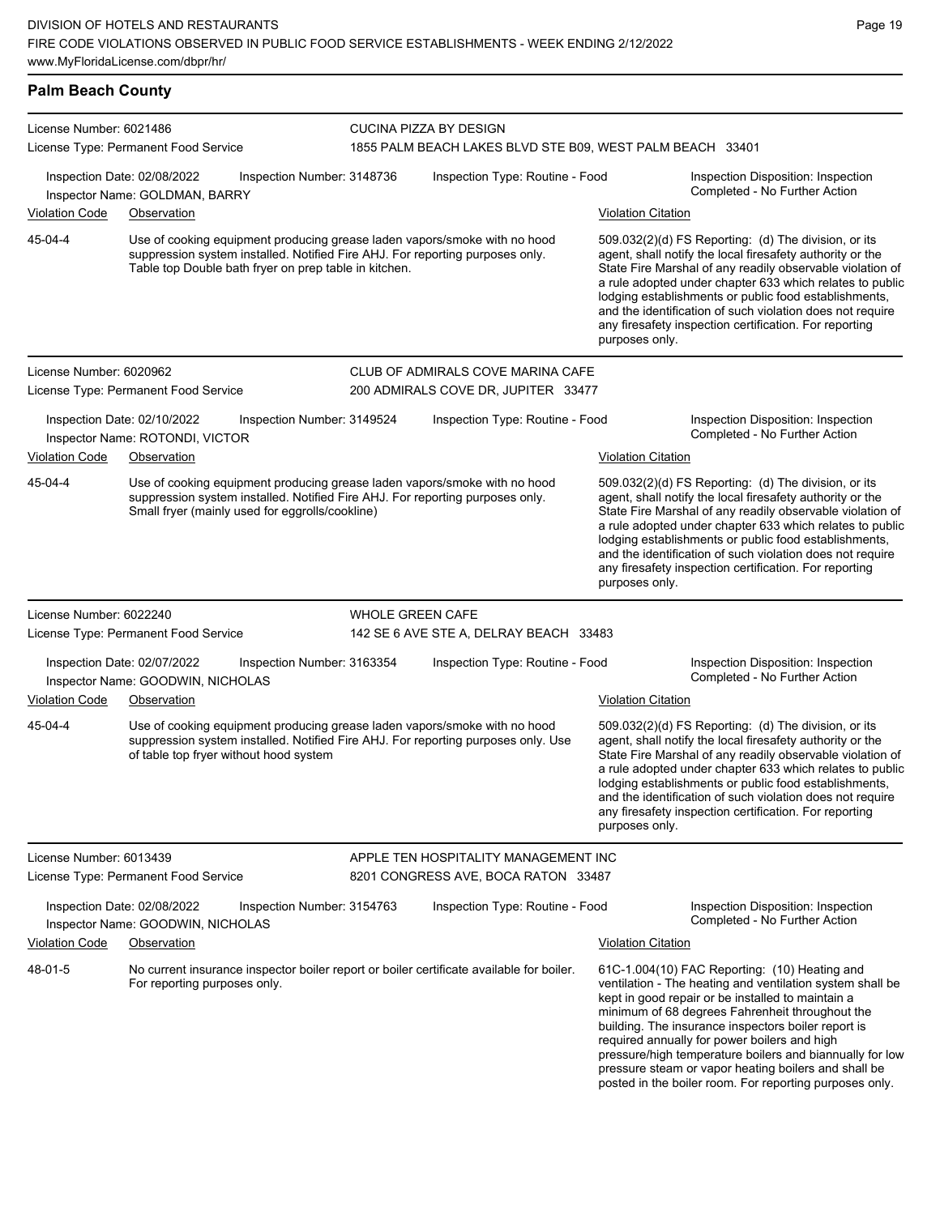## Palm Beach County

**License Number:** 6021486
**License Type:** Permanent Food Service
**CUCINA PIZZA BY DESIGN**
1855 PALM BEACH LAKES BLVD STE B09, WEST PALM BEACH 33401

Inspection Date: 02/08/2022 | Inspection Number: 3148736 | Inspection Type: Routine - Food | Inspection Disposition: Inspection Completed - No Further Action
Inspector Name: GOLDMAN, BARRY

| Violation Code | Observation | Violation Citation |
|---|---|---|
| 45-04-4 | Use of cooking equipment producing grease laden vapors/smoke with no hood suppression system installed. Notified Fire AHJ. For reporting purposes only. Table top Double bath fryer on prep table in kitchen. | 509.032(2)(d) FS Reporting: (d) The division, or its agent, shall notify the local firesafety authority or the State Fire Marshal of any readily observable violation of a rule adopted under chapter 633 which relates to public lodging establishments or public food establishments, and the identification of such violation does not require any firesafety inspection certification. For reporting purposes only. |

**License Number:** 6020962
**License Type:** Permanent Food Service
**CLUB OF ADMIRALS COVE MARINA CAFE**
200 ADMIRALS COVE DR, JUPITER 33477

Inspection Date: 02/10/2022 | Inspection Number: 3149524 | Inspection Type: Routine - Food | Inspection Disposition: Inspection Completed - No Further Action
Inspector Name: ROTONDI, VICTOR

| Violation Code | Observation | Violation Citation |
|---|---|---|
| 45-04-4 | Use of cooking equipment producing grease laden vapors/smoke with no hood suppression system installed. Notified Fire AHJ. For reporting purposes only. Small fryer (mainly used for eggrolls/cookline) | 509.032(2)(d) FS Reporting: (d) The division, or its agent, shall notify the local firesafety authority or the State Fire Marshal of any readily observable violation of a rule adopted under chapter 633 which relates to public lodging establishments or public food establishments, and the identification of such violation does not require any firesafety inspection certification. For reporting purposes only. |

**License Number:** 6022240
**License Type:** Permanent Food Service
**WHOLE GREEN CAFE**
142 SE 6 AVE STE A, DELRAY BEACH 33483

Inspection Date: 02/07/2022 | Inspection Number: 3163354 | Inspection Type: Routine - Food | Inspection Disposition: Inspection Completed - No Further Action
Inspector Name: GOODWIN, NICHOLAS

| Violation Code | Observation | Violation Citation |
|---|---|---|
| 45-04-4 | Use of cooking equipment producing grease laden vapors/smoke with no hood suppression system installed. Notified Fire AHJ. For reporting purposes only. Use of table top fryer without hood system | 509.032(2)(d) FS Reporting: (d) The division, or its agent, shall notify the local firesafety authority or the State Fire Marshal of any readily observable violation of a rule adopted under chapter 633 which relates to public lodging establishments or public food establishments, and the identification of such violation does not require any firesafety inspection certification. For reporting purposes only. |

**License Number:** 6013439
**License Type:** Permanent Food Service
**APPLE TEN HOSPITALITY MANAGEMENT INC**
8201 CONGRESS AVE, BOCA RATON 33487

Inspection Date: 02/08/2022 | Inspection Number: 3154763 | Inspection Type: Routine - Food | Inspection Disposition: Inspection Completed - No Further Action
Inspector Name: GOODWIN, NICHOLAS

| Violation Code | Observation | Violation Citation |
|---|---|---|
| 48-01-5 | No current insurance inspector boiler report or boiler certificate available for boiler. For reporting purposes only. | 61C-1.004(10) FAC Reporting: (10) Heating and ventilation - The heating and ventilation system shall be kept in good repair or be installed to maintain a minimum of 68 degrees Fahrenheit throughout the building. The insurance inspectors boiler report is required annually for power boilers and high pressure/high temperature boilers and biannually for low pressure steam or vapor heating boilers and shall be posted in the boiler room. For reporting purposes only. |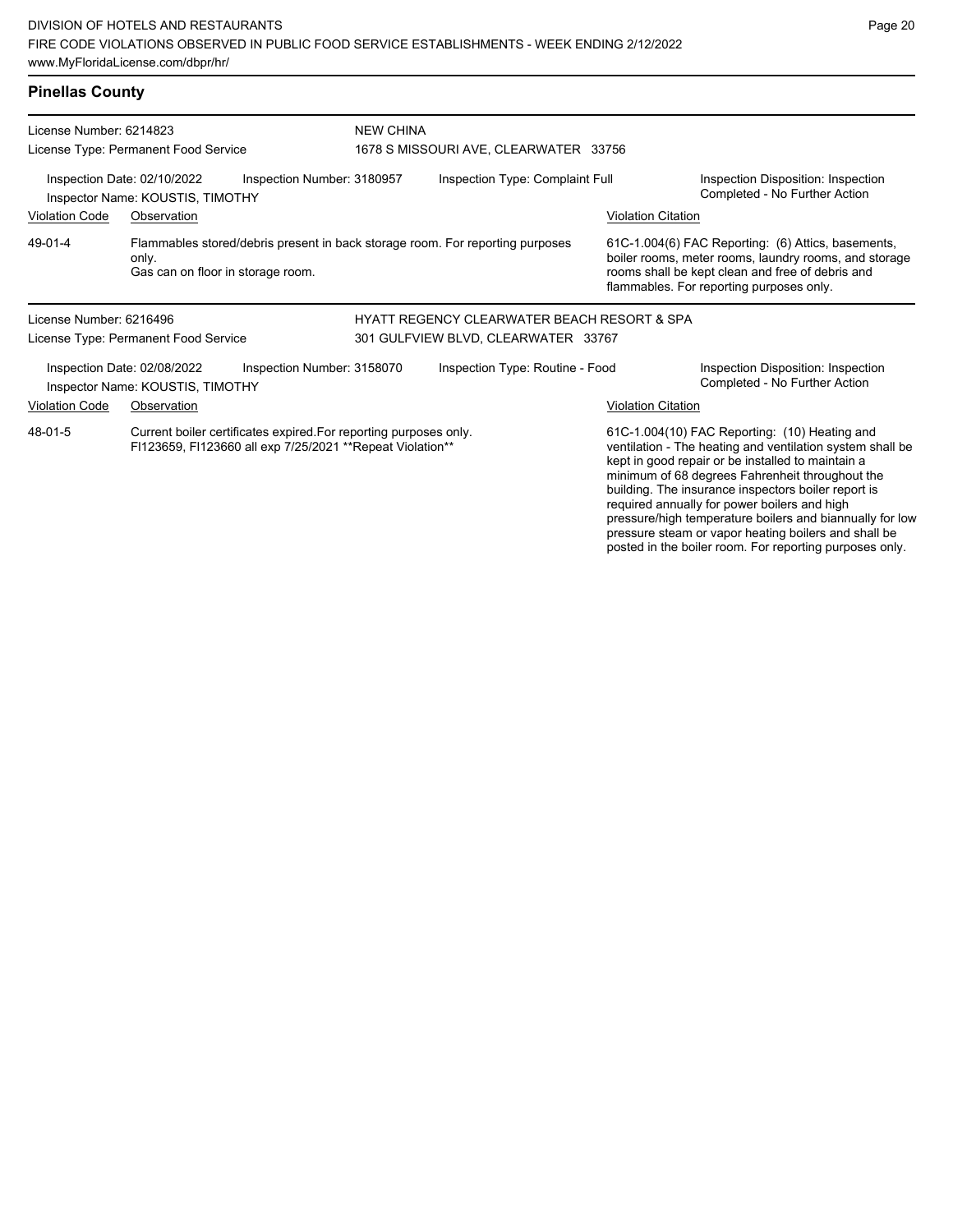## Pinellas County

License Number: 6214823
License Type: Permanent Food Service

**NEW CHINA**
1678 S MISSOURI AVE, CLEARWATER 33756

Inspection Date: 02/10/2022
Inspector Name: KOUSTIS, TIMOTHY
Inspection Number: 3180957
Inspection Type: Complaint Full
Inspection Disposition: Inspection Completed - No Further Action

| Violation Code | Observation | Violation Citation |
| --- | --- | --- |
| 49-01-4 | Flammables stored/debris present in back storage room. For reporting purposes only. Gas can on floor in storage room. | 61C-1.004(6) FAC Reporting: (6) Attics, basements, boiler rooms, meter rooms, laundry rooms, and storage rooms shall be kept clean and free of debris and flammables. For reporting purposes only. |

License Number: 6216496
License Type: Permanent Food Service

**HYATT REGENCY CLEARWATER BEACH RESORT & SPA**
301 GULFVIEW BLVD, CLEARWATER 33767

Inspection Date: 02/08/2022
Inspector Name: KOUSTIS, TIMOTHY
Inspection Number: 3158070
Inspection Type: Routine - Food
Inspection Disposition: Inspection Completed - No Further Action

| Violation Code | Observation | Violation Citation |
| --- | --- | --- |
| 48-01-5 | Current boiler certificates expired.For reporting purposes only. FI123659, FI123660 all exp 7/25/2021 **Repeat Violation** | 61C-1.004(10) FAC Reporting: (10) Heating and ventilation - The heating and ventilation system shall be kept in good repair or be installed to maintain a minimum of 68 degrees Fahrenheit throughout the building. The insurance inspectors boiler report is required annually for power boilers and high pressure/high temperature boilers and biannually for low pressure steam or vapor heating boilers and shall be posted in the boiler room. For reporting purposes only. |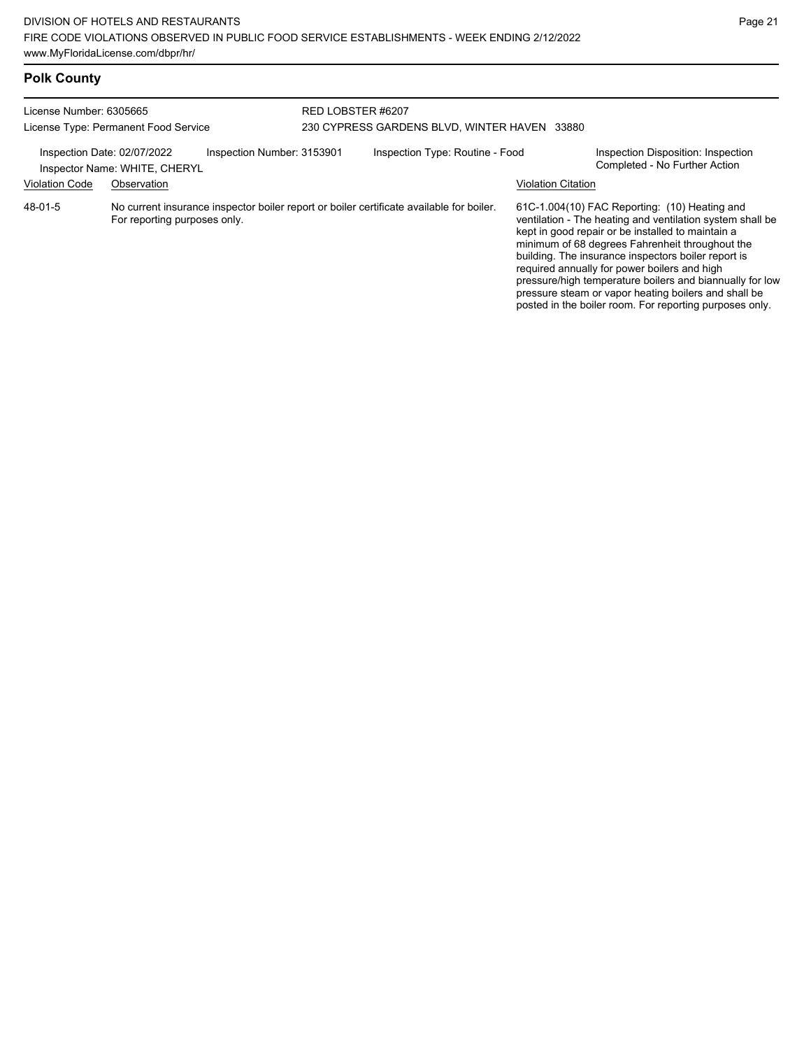## Polk County

License Number: 6305665
License Type: Permanent Food Service

RED LOBSTER #6207
230 CYPRESS GARDENS BLVD, WINTER HAVEN 33880

Inspection Date: 02/07/2022
Inspector Name: WHITE, CHERYL
Inspection Number: 3153901
Inspection Type: Routine - Food
Inspection Disposition: Inspection Completed - No Further Action

| Violation Code | Observation | Violation Citation |
|---|---|---|
| 48-01-5 | No current insurance inspector boiler report or boiler certificate available for boiler. For reporting purposes only. | 61C-1.004(10) FAC Reporting: (10) Heating and ventilation - The heating and ventilation system shall be kept in good repair or be installed to maintain a minimum of 68 degrees Fahrenheit throughout the building. The insurance inspectors boiler report is required annually for power boilers and high pressure/high temperature boilers and biannually for low pressure steam or vapor heating boilers and shall be posted in the boiler room. For reporting purposes only. |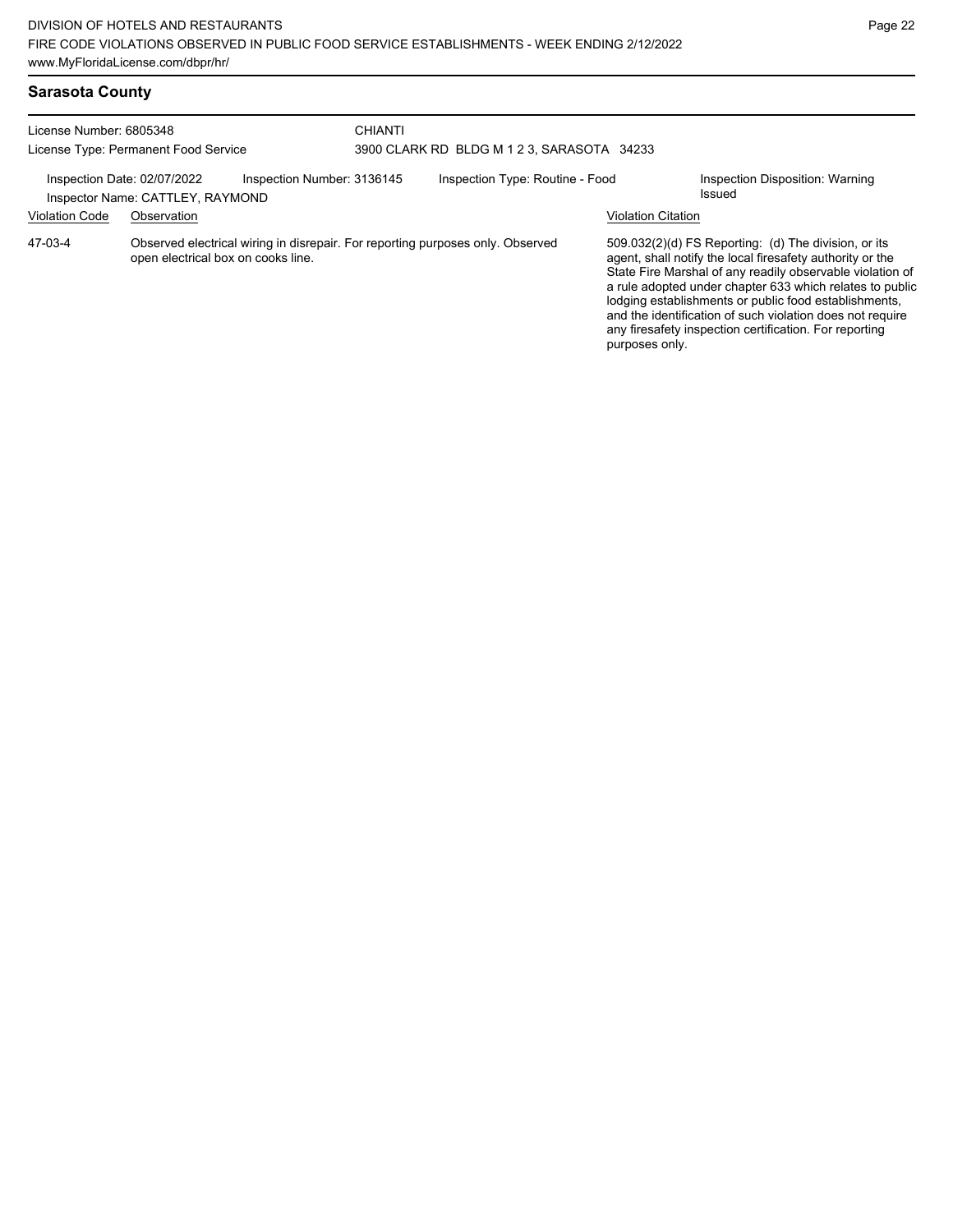## Sarasota County

License Number: 6805348
License Type: Permanent Food Service

CHIANTI
3900 CLARK RD BLDG M 1 2 3, SARASOTA 34233

Inspection Date: 02/07/2022
Inspector Name: CATTLEY, RAYMOND
Inspection Number: 3136145
Inspection Type: Routine - Food
Inspection Disposition: Warning Issued

| Violation Code | Observation | Violation Citation |
|---|---|---|
| 47-03-4 | Observed electrical wiring in disrepair. For reporting purposes only. Observed open electrical box on cooks line. | 509.032(2)(d) FS Reporting: (d) The division, or its agent, shall notify the local firesafety authority or the State Fire Marshal of any readily observable violation of a rule adopted under chapter 633 which relates to public lodging establishments or public food establishments, and the identification of such violation does not require any firesafety inspection certification. For reporting purposes only. |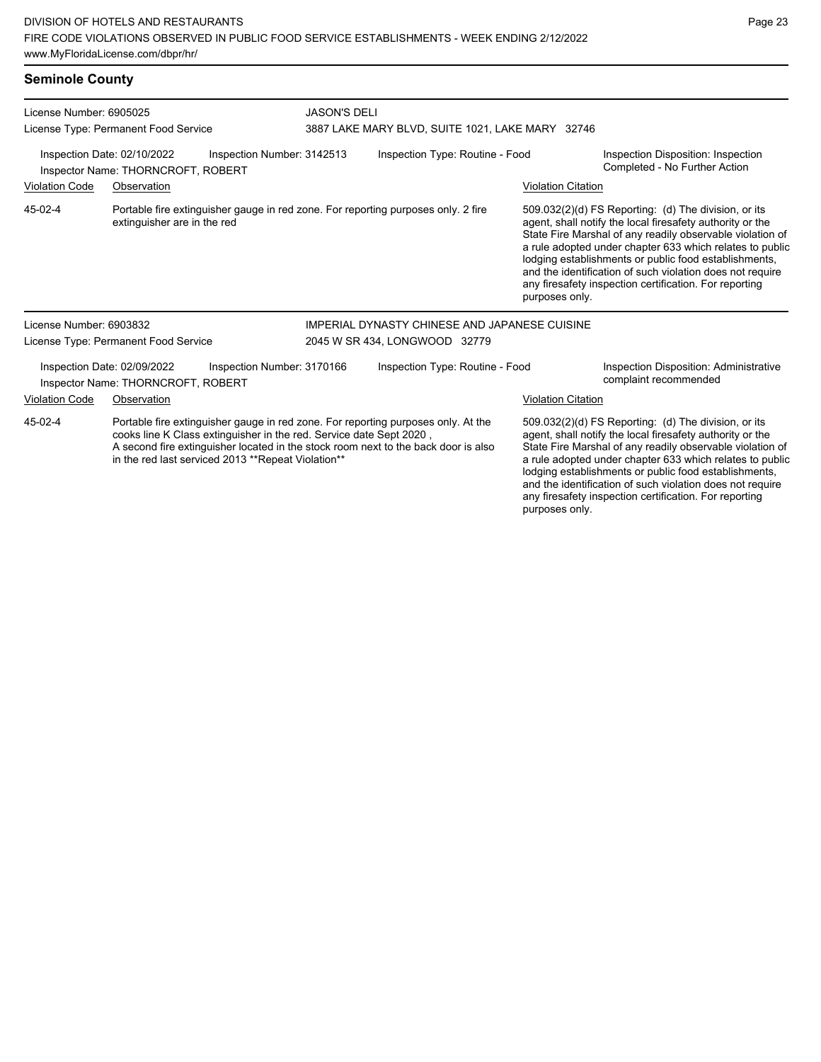## Seminole County

**License Number:** 6905025
**License Type:** Permanent Food Service

**JASON'S DELI**
3887 LAKE MARY BLVD, SUITE 1021, LAKE MARY 32746

**Inspection Date:** 02/10/2022
**Inspection Number:** 3142513
**Inspection Type:** Routine - Food
**Inspector Name:** THORNCROFT, ROBERT
**Inspection Disposition:** Inspection Completed - No Further Action

| Violation Code | Observation | Violation Citation |
|---|---|---|
| 45-02-4 | Portable fire extinguisher gauge in red zone. For reporting purposes only. 2 fire extinguisher are in the red | 509.032(2)(d) FS Reporting: (d) The division, or its agent, shall notify the local firesafety authority or the State Fire Marshal of any readily observable violation of a rule adopted under chapter 633 which relates to public lodging establishments or public food establishments, and the identification of such violation does not require any firesafety inspection certification. For reporting purposes only. |

---

**License Number:** 6903832
**License Type:** Permanent Food Service

**IMPERIAL DYNASTY CHINESE AND JAPANESE CUISINE**
2045 W SR 434, LONGWOOD 32779

**Inspection Date:** 02/09/2022
**Inspection Number:** 3170166
**Inspection Type:** Routine - Food
**Inspector Name:** THORNCROFT, ROBERT
**Inspection Disposition:** Administrative complaint recommended

| Violation Code | Observation | Violation Citation |
|---|---|---|
| 45-02-4 | Portable fire extinguisher gauge in red zone. For reporting purposes only. At the cooks line K Class extinguisher in the red. Service date Sept 2020 , A second fire extinguisher located in the stock room next to the back door is also in the red last serviced 2013 **Repeat Violation** | 509.032(2)(d) FS Reporting: (d) The division, or its agent, shall notify the local firesafety authority or the State Fire Marshal of any readily observable violation of a rule adopted under chapter 633 which relates to public lodging establishments or public food establishments, and the identification of such violation does not require any firesafety inspection certification. For reporting purposes only. |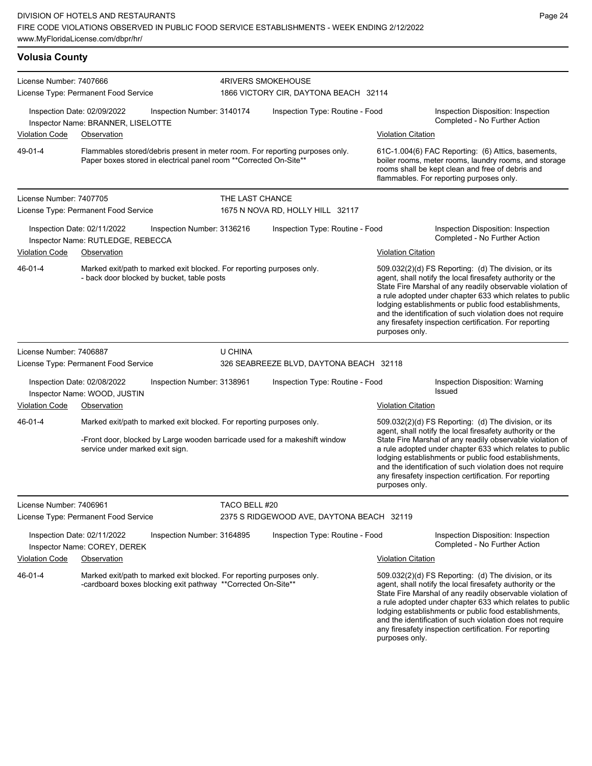## Volusia County

**License Number:** 7407666
**License Type:** Permanent Food Service

**4RIVERS SMOKEHOUSE**
1866 VICTORY CIR, DAYTONA BEACH 32114

**Inspection Date:** 02/09/2022 **Inspection Number:** 3140174 **Inspection Type:** Routine - Food
**Inspector Name:** BRANNER, LISELOTTE
**Inspection Disposition:** Inspection Completed - No Further Action

| Violation Code | Observation | Violation Citation |
|---|---|---|
| 49-01-4 | Flammables stored/debris present in meter room. For reporting purposes only. Paper boxes stored in electrical panel room **Corrected On-Site** | 61C-1.004(6) FAC Reporting: (6) Attics, basements, boiler rooms, meter rooms, laundry rooms, and storage rooms shall be kept clean and free of debris and flammables. For reporting purposes only. |

---

**License Number:** 7407705
**License Type:** Permanent Food Service

**THE LAST CHANCE**
1675 N NOVA RD, HOLLY HILL 32117

**Inspection Date:** 02/11/2022 **Inspection Number:** 3136216 **Inspection Type:** Routine - Food
**Inspector Name:** RUTLEDGE, REBECCA
**Inspection Disposition:** Inspection Completed - No Further Action

| Violation Code | Observation | Violation Citation |
|---|---|---|
| 46-01-4 | Marked exit/path to marked exit blocked. For reporting purposes only. - back door blocked by bucket, table posts | 509.032(2)(d) FS Reporting: (d) The division, or its agent, shall notify the local firesafety authority or the State Fire Marshal of any readily observable violation of a rule adopted under chapter 633 which relates to public lodging establishments or public food establishments, and the identification of such violation does not require any firesafety inspection certification. For reporting purposes only. |

---

**License Number:** 7406887
**License Type:** Permanent Food Service

**U CHINA**
326 SEABREEZE BLVD, DAYTONA BEACH 32118

**Inspection Date:** 02/08/2022 **Inspection Number:** 3138961 **Inspection Type:** Routine - Food
**Inspector Name:** WOOD, JUSTIN
**Inspection Disposition:** Warning Issued

| Violation Code | Observation | Violation Citation |
|---|---|---|
| 46-01-4 | Marked exit/path to marked exit blocked. For reporting purposes only. -Front door, blocked by Large wooden barricade used for a makeshift window service under marked exit sign. | 509.032(2)(d) FS Reporting: (d) The division, or its agent, shall notify the local firesafety authority or the State Fire Marshal of any readily observable violation of a rule adopted under chapter 633 which relates to public lodging establishments or public food establishments, and the identification of such violation does not require any firesafety inspection certification. For reporting purposes only. |

---

**License Number:** 7406961
**License Type:** Permanent Food Service

**TACO BELL #20**
2375 S RIDGEWOOD AVE, DAYTONA BEACH 32119

**Inspection Date:** 02/11/2022 **Inspection Number:** 3164895 **Inspection Type:** Routine - Food
**Inspector Name:** COREY, DEREK
**Inspection Disposition:** Inspection Completed - No Further Action

| Violation Code | Observation | Violation Citation |
|---|---|---|
| 46-01-4 | Marked exit/path to marked exit blocked. For reporting purposes only. -cardboard boxes blocking exit pathway **Corrected On-Site** | 509.032(2)(d) FS Reporting: (d) The division, or its agent, shall notify the local firesafety authority or the State Fire Marshal of any readily observable violation of a rule adopted under chapter 633 which relates to public lodging establishments or public food establishments, and the identification of such violation does not require any firesafety inspection certification. For reporting purposes only. |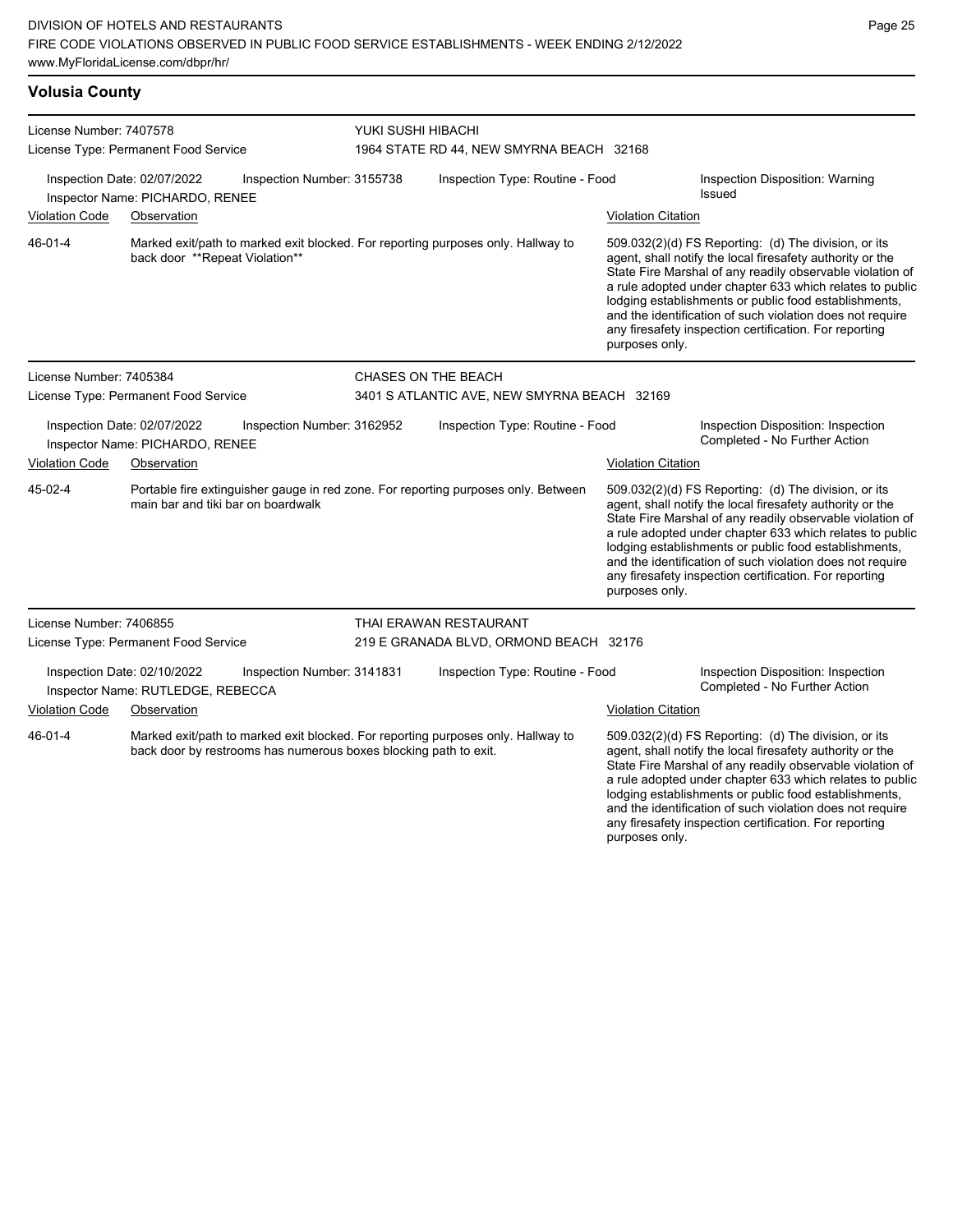## Volusia County

**License Number:** 7407578
**License Type:** Permanent Food Service

**YUKI SUSHI HIBACHI**
1964 STATE RD 44, NEW SMYRNA BEACH 32168

Inspection Date: 02/07/2022
Inspection Number: 3155738
Inspection Type: Routine - Food
Inspection Disposition: Warning Issued
Inspector Name: PICHARDO, RENEE

| Violation Code | Observation | Violation Citation |
|---|---|---|
| 46-01-4 | Marked exit/path to marked exit blocked. For reporting purposes only. Hallway to back door **Repeat Violation** | 509.032(2)(d) FS Reporting: (d) The division, or its agent, shall notify the local firesafety authority or the State Fire Marshal of any readily observable violation of a rule adopted under chapter 633 which relates to public lodging establishments or public food establishments, and the identification of such violation does not require any firesafety inspection certification. For reporting purposes only. |

**License Number:** 7405384
**License Type:** Permanent Food Service

**CHASES ON THE BEACH**
3401 S ATLANTIC AVE, NEW SMYRNA BEACH 32169

Inspection Date: 02/07/2022
Inspection Number: 3162952
Inspection Type: Routine - Food
Inspection Disposition: Inspection Completed - No Further Action
Inspector Name: PICHARDO, RENEE

| Violation Code | Observation | Violation Citation |
|---|---|---|
| 45-02-4 | Portable fire extinguisher gauge in red zone. For reporting purposes only. Between main bar and tiki bar on boardwalk | 509.032(2)(d) FS Reporting: (d) The division, or its agent, shall notify the local firesafety authority or the State Fire Marshal of any readily observable violation of a rule adopted under chapter 633 which relates to public lodging establishments or public food establishments, and the identification of such violation does not require any firesafety inspection certification. For reporting purposes only. |

**License Number:** 7406855
**License Type:** Permanent Food Service

**THAI ERAWAN RESTAURANT**
219 E GRANADA BLVD, ORMOND BEACH 32176

Inspection Date: 02/10/2022
Inspection Number: 3141831
Inspection Type: Routine - Food
Inspection Disposition: Inspection Completed - No Further Action
Inspector Name: RUTLEDGE, REBECCA

| Violation Code | Observation | Violation Citation |
|---|---|---|
| 46-01-4 | Marked exit/path to marked exit blocked. For reporting purposes only. Hallway to back door by restrooms has numerous boxes blocking path to exit. | 509.032(2)(d) FS Reporting: (d) The division, or its agent, shall notify the local firesafety authority or the State Fire Marshal of any readily observable violation of a rule adopted under chapter 633 which relates to public lodging establishments or public food establishments, and the identification of such violation does not require any firesafety inspection certification. For reporting purposes only. |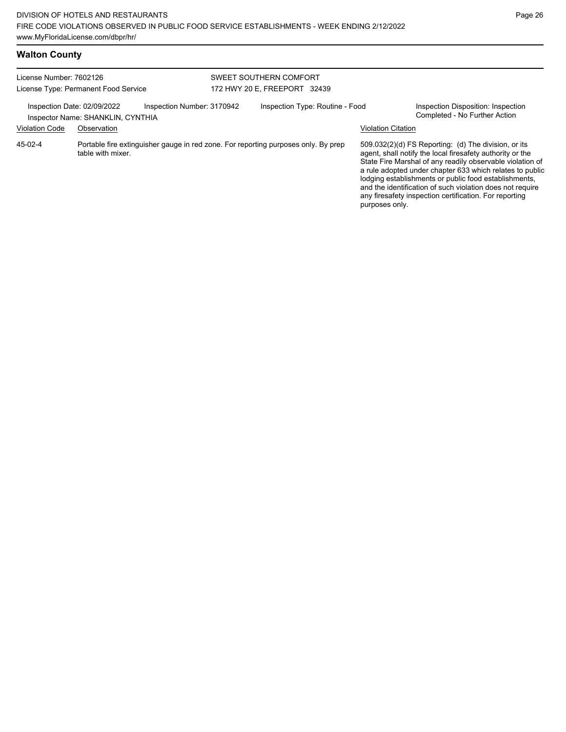## Walton County

License Number: 7602126
License Type: Permanent Food Service

SWEET SOUTHERN COMFORT
172 HWY 20 E, FREEPORT 32439

Inspection Date: 02/09/2022
Inspector Name: SHANKLIN, CYNTHIA
Inspection Number: 3170942
Inspection Type: Routine - Food
Inspection Disposition: Inspection Completed - No Further Action

| Violation Code | Observation | Violation Citation |
| --- | --- | --- |
| 45-02-4 | Portable fire extinguisher gauge in red zone. For reporting purposes only. By prep table with mixer. | 509.032(2)(d) FS Reporting: (d) The division, or its agent, shall notify the local firesafety authority or the State Fire Marshal of any readily observable violation of a rule adopted under chapter 633 which relates to public lodging establishments or public food establishments, and the identification of such violation does not require any firesafety inspection certification. For reporting purposes only. |